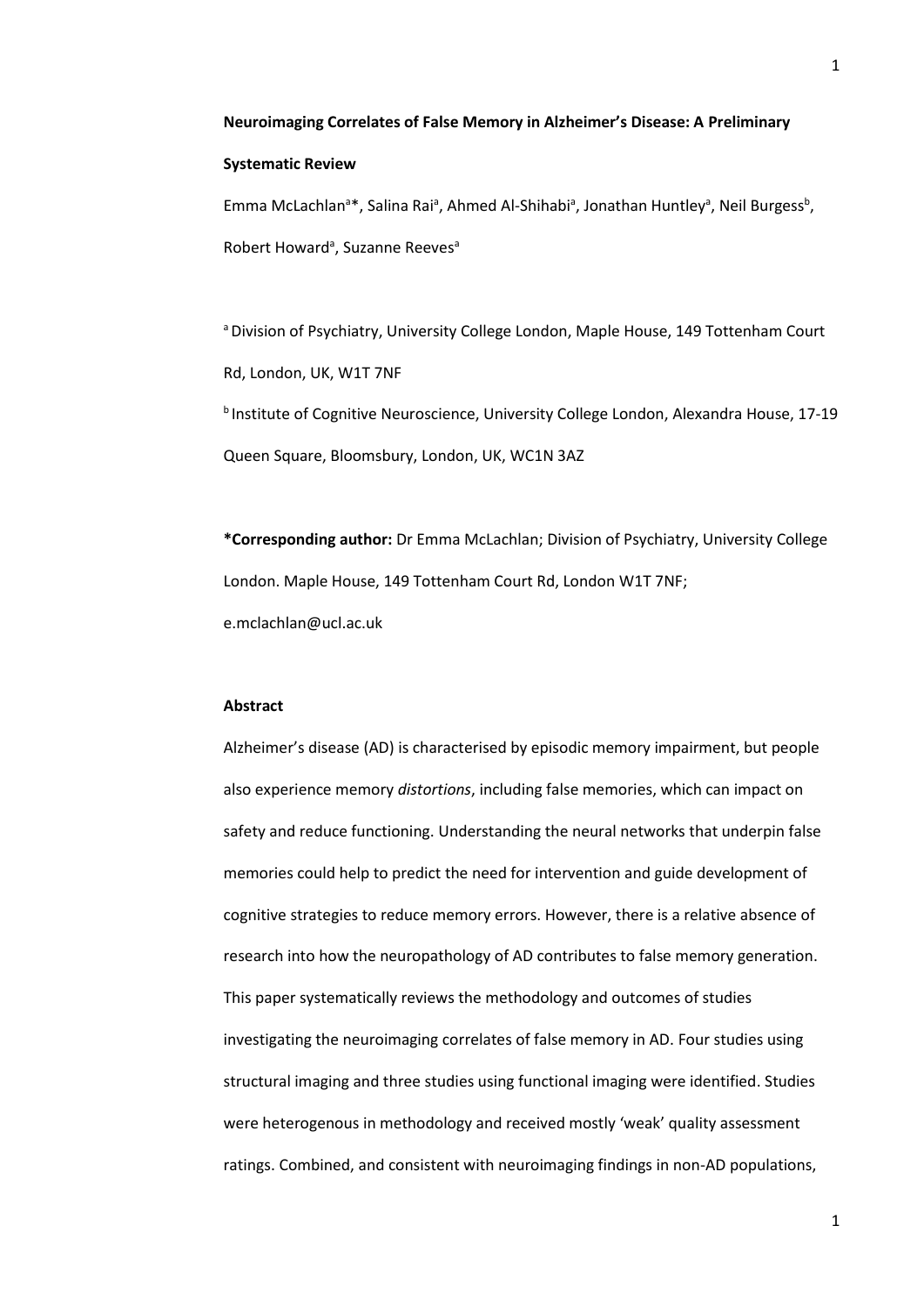# Neuroimaging Correlates of False Memory in Alzheimer's Disease: A Preliminary Systematic Review

Emma McLachlan[a]*, Salina Rai[a], Ahmed Al-Shihabi[a], Jonathan Huntley[a], Neil Burgess[b], Robert Howard[a], Suzanne Reeves[a]

[a] Division of Psychiatry, University College London, Maple House, 149 Tottenham Court Rd, London, UK, W1T 7NF

[b] Institute of Cognitive Neuroscience, University College London, Alexandra House, 17-19 Queen Square, Bloomsbury, London, UK, WC1N 3AZ

**\*Corresponding author:** Dr Emma McLachlan; Division of Psychiatry, University College London. Maple House, 149 Tottenham Court Rd, London W1T 7NF; e.mclachlan@ucl.ac.uk

## Abstract

Alzheimer's disease (AD) is characterised by episodic memory impairment, but people also experience memory *distortions*, including false memories, which can impact on safety and reduce functioning. Understanding the neural networks that underpin false memories could help to predict the need for intervention and guide development of cognitive strategies to reduce memory errors. However, there is a relative absence of research into how the neuropathology of AD contributes to false memory generation. This paper systematically reviews the methodology and outcomes of studies investigating the neuroimaging correlates of false memory in AD. Four studies using structural imaging and three studies using functional imaging were identified. Studies were heterogenous in methodology and received mostly 'weak' quality assessment ratings. Combined, and consistent with neuroimaging findings in non-AD populations,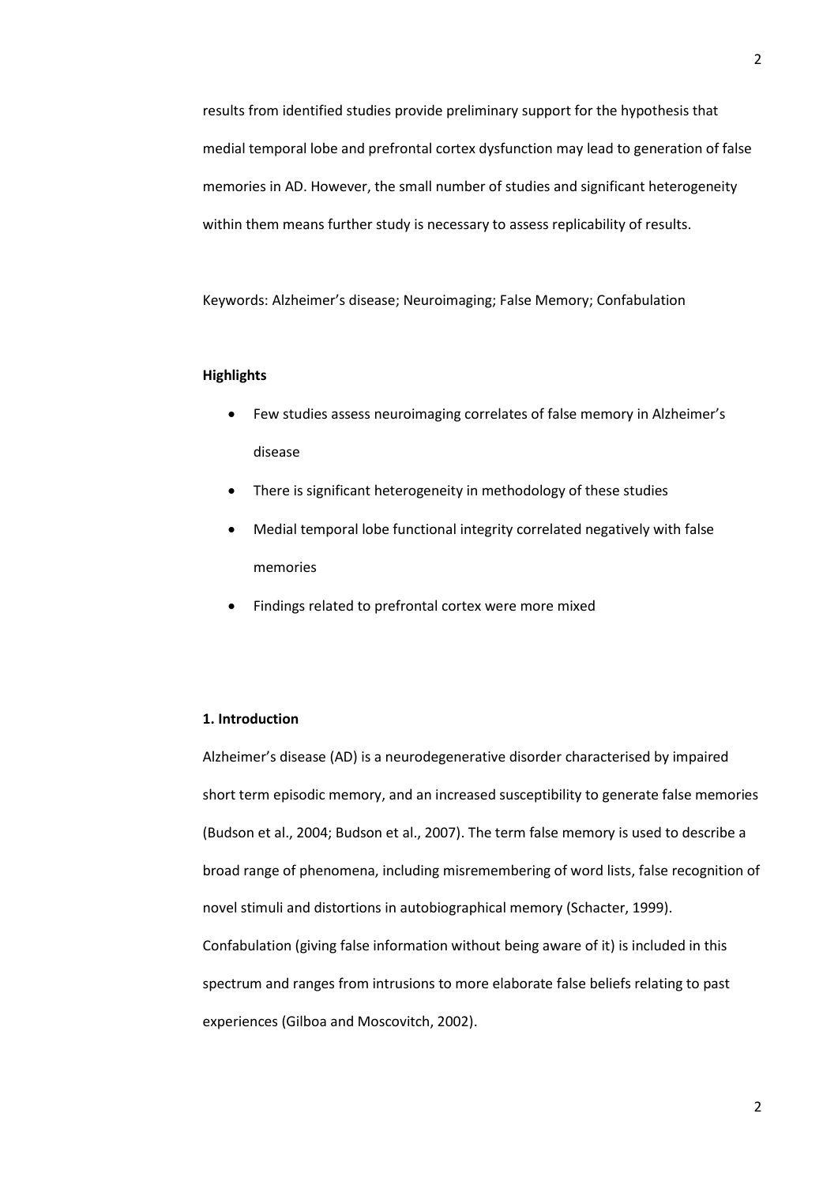results from identified studies provide preliminary support for the hypothesis that medial temporal lobe and prefrontal cortex dysfunction may lead to generation of false memories in AD. However, the small number of studies and significant heterogeneity within them means further study is necessary to assess replicability of results.

Keywords: Alzheimer's disease; Neuroimaging; False Memory; Confabulation

**Highlights**

- Few studies assess neuroimaging correlates of false memory in Alzheimer's disease
- There is significant heterogeneity in methodology of these studies
- Medial temporal lobe functional integrity correlated negatively with false memories
- Findings related to prefrontal cortex were more mixed

## 1. Introduction

Alzheimer's disease (AD) is a neurodegenerative disorder characterised by impaired short term episodic memory, and an increased susceptibility to generate false memories (Budson et al., 2004; Budson et al., 2007). The term false memory is used to describe a broad range of phenomena, including misremembering of word lists, false recognition of novel stimuli and distortions in autobiographical memory (Schacter, 1999). Confabulation (giving false information without being aware of it) is included in this spectrum and ranges from intrusions to more elaborate false beliefs relating to past experiences (Gilboa and Moscovitch, 2002).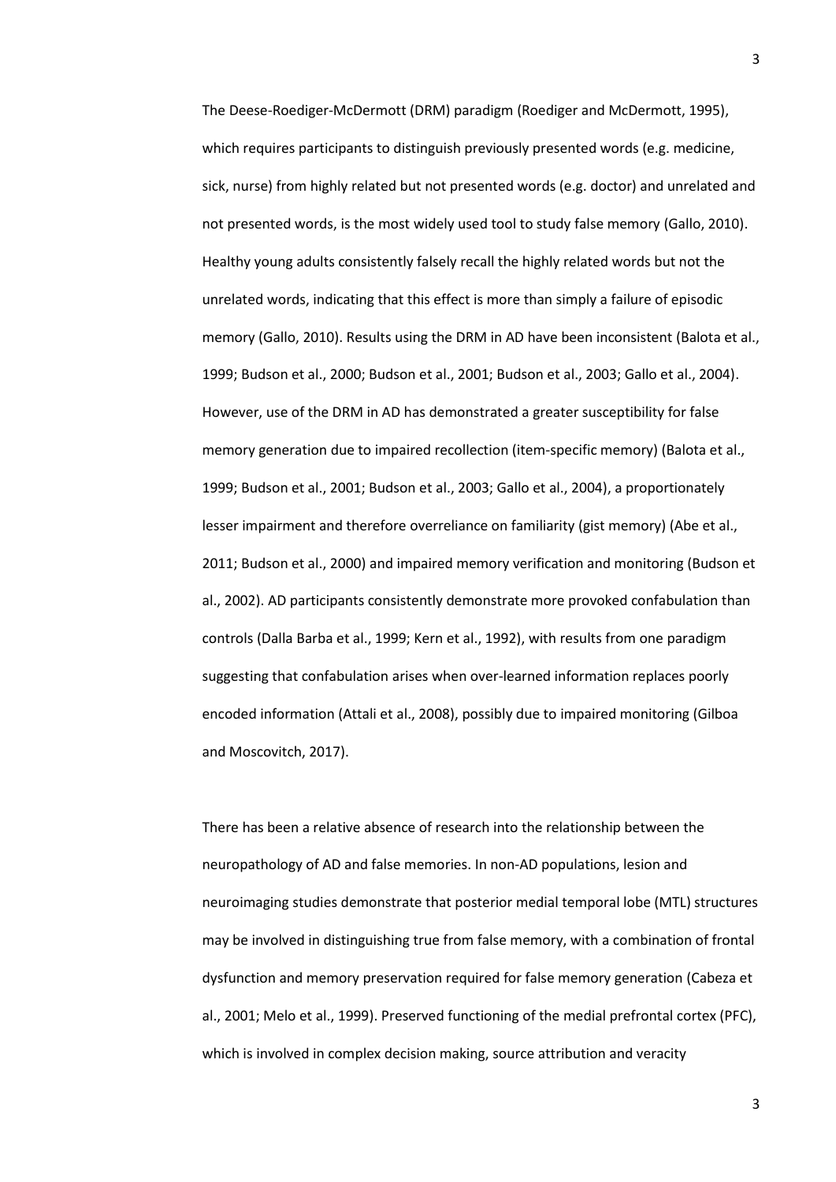The Deese-Roediger-McDermott (DRM) paradigm (Roediger and McDermott, 1995), which requires participants to distinguish previously presented words (e.g. medicine, sick, nurse) from highly related but not presented words (e.g. doctor) and unrelated and not presented words, is the most widely used tool to study false memory (Gallo, 2010). Healthy young adults consistently falsely recall the highly related words but not the unrelated words, indicating that this effect is more than simply a failure of episodic memory (Gallo, 2010). Results using the DRM in AD have been inconsistent (Balota et al., 1999; Budson et al., 2000; Budson et al., 2001; Budson et al., 2003; Gallo et al., 2004). However, use of the DRM in AD has demonstrated a greater susceptibility for false memory generation due to impaired recollection (item-specific memory) (Balota et al., 1999; Budson et al., 2001; Budson et al., 2003; Gallo et al., 2004), a proportionately lesser impairment and therefore overreliance on familiarity (gist memory) (Abe et al., 2011; Budson et al., 2000) and impaired memory verification and monitoring (Budson et al., 2002). AD participants consistently demonstrate more provoked confabulation than controls (Dalla Barba et al., 1999; Kern et al., 1992), with results from one paradigm suggesting that confabulation arises when over-learned information replaces poorly encoded information (Attali et al., 2008), possibly due to impaired monitoring (Gilboa and Moscovitch, 2017).

There has been a relative absence of research into the relationship between the neuropathology of AD and false memories. In non-AD populations, lesion and neuroimaging studies demonstrate that posterior medial temporal lobe (MTL) structures may be involved in distinguishing true from false memory, with a combination of frontal dysfunction and memory preservation required for false memory generation (Cabeza et al., 2001; Melo et al., 1999). Preserved functioning of the medial prefrontal cortex (PFC), which is involved in complex decision making, source attribution and veracity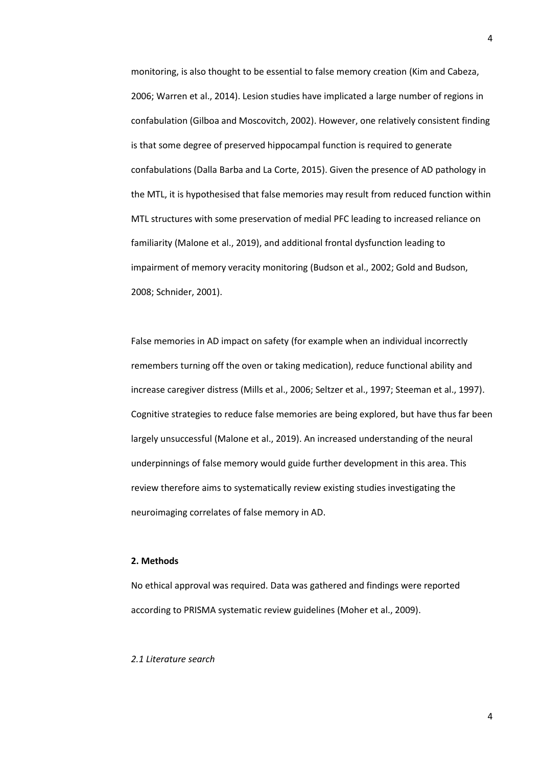monitoring, is also thought to be essential to false memory creation (Kim and Cabeza, 2006; Warren et al., 2014). Lesion studies have implicated a large number of regions in confabulation (Gilboa and Moscovitch, 2002). However, one relatively consistent finding is that some degree of preserved hippocampal function is required to generate confabulations (Dalla Barba and La Corte, 2015). Given the presence of AD pathology in the MTL, it is hypothesised that false memories may result from reduced function within MTL structures with some preservation of medial PFC leading to increased reliance on familiarity (Malone et al., 2019), and additional frontal dysfunction leading to impairment of memory veracity monitoring (Budson et al., 2002; Gold and Budson, 2008; Schnider, 2001).

False memories in AD impact on safety (for example when an individual incorrectly remembers turning off the oven or taking medication), reduce functional ability and increase caregiver distress (Mills et al., 2006; Seltzer et al., 1997; Steeman et al., 1997). Cognitive strategies to reduce false memories are being explored, but have thus far been largely unsuccessful (Malone et al., 2019). An increased understanding of the neural underpinnings of false memory would guide further development in this area. This review therefore aims to systematically review existing studies investigating the neuroimaging correlates of false memory in AD.

## 2. Methods

No ethical approval was required. Data was gathered and findings were reported according to PRISMA systematic review guidelines (Moher et al., 2009).

### *2.1 Literature search*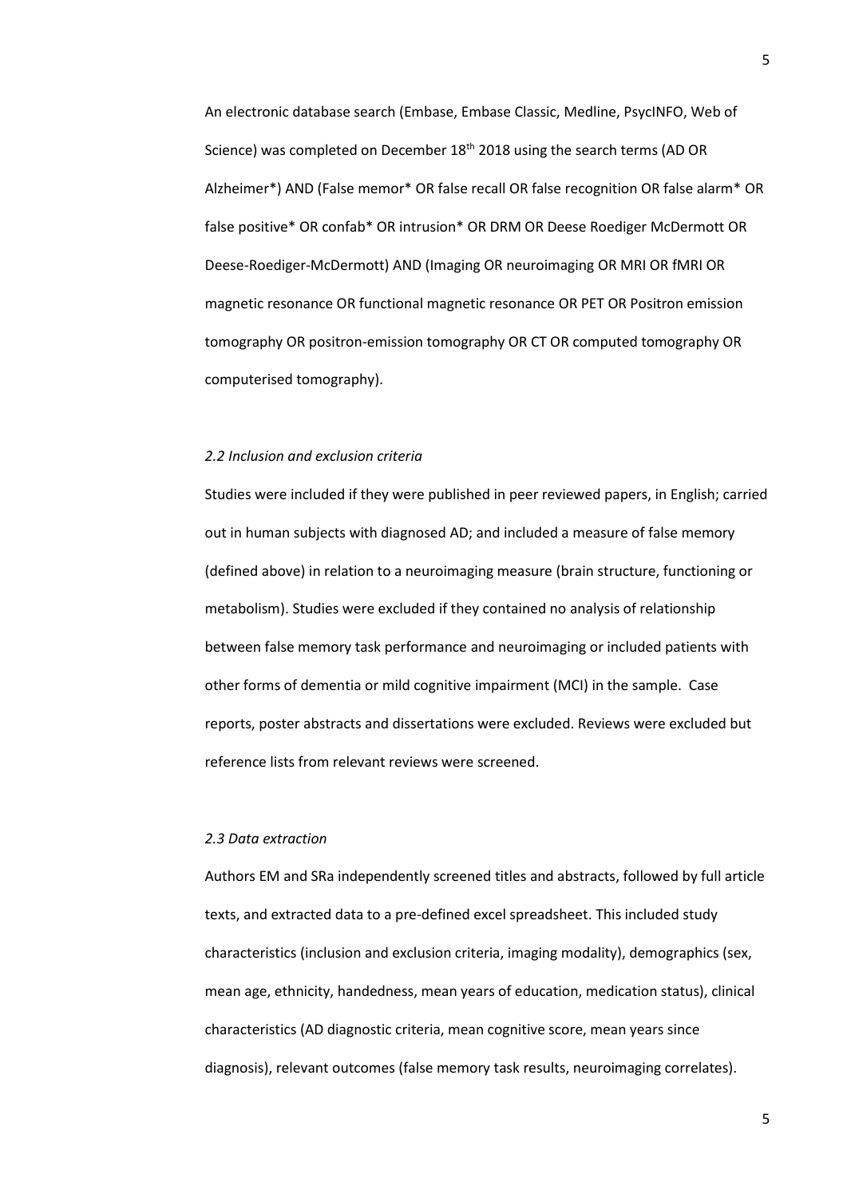An electronic database search (Embase, Embase Classic, Medline, PsycINFO, Web of Science) was completed on December 18th 2018 using the search terms (AD OR Alzheimer*) AND (False memor* OR false recall OR false recognition OR false alarm* OR false positive* OR confab* OR intrusion* OR DRM OR Deese Roediger McDermott OR Deese-Roediger-McDermott) AND (Imaging OR neuroimaging OR MRI OR fMRI OR magnetic resonance OR functional magnetic resonance OR PET OR Positron emission tomography OR positron-emission tomography OR CT OR computed tomography OR computerised tomography).

### *2.2 Inclusion and exclusion criteria*

Studies were included if they were published in peer reviewed papers, in English; carried out in human subjects with diagnosed AD; and included a measure of false memory (defined above) in relation to a neuroimaging measure (brain structure, functioning or metabolism). Studies were excluded if they contained no analysis of relationship between false memory task performance and neuroimaging or included patients with other forms of dementia or mild cognitive impairment (MCI) in the sample. Case reports, poster abstracts and dissertations were excluded. Reviews were excluded but reference lists from relevant reviews were screened.

### *2.3 Data extraction*

Authors EM and SRa independently screened titles and abstracts, followed by full article texts, and extracted data to a pre-defined excel spreadsheet. This included study characteristics (inclusion and exclusion criteria, imaging modality), demographics (sex, mean age, ethnicity, handedness, mean years of education, medication status), clinical characteristics (AD diagnostic criteria, mean cognitive score, mean years since diagnosis), relevant outcomes (false memory task results, neuroimaging correlates).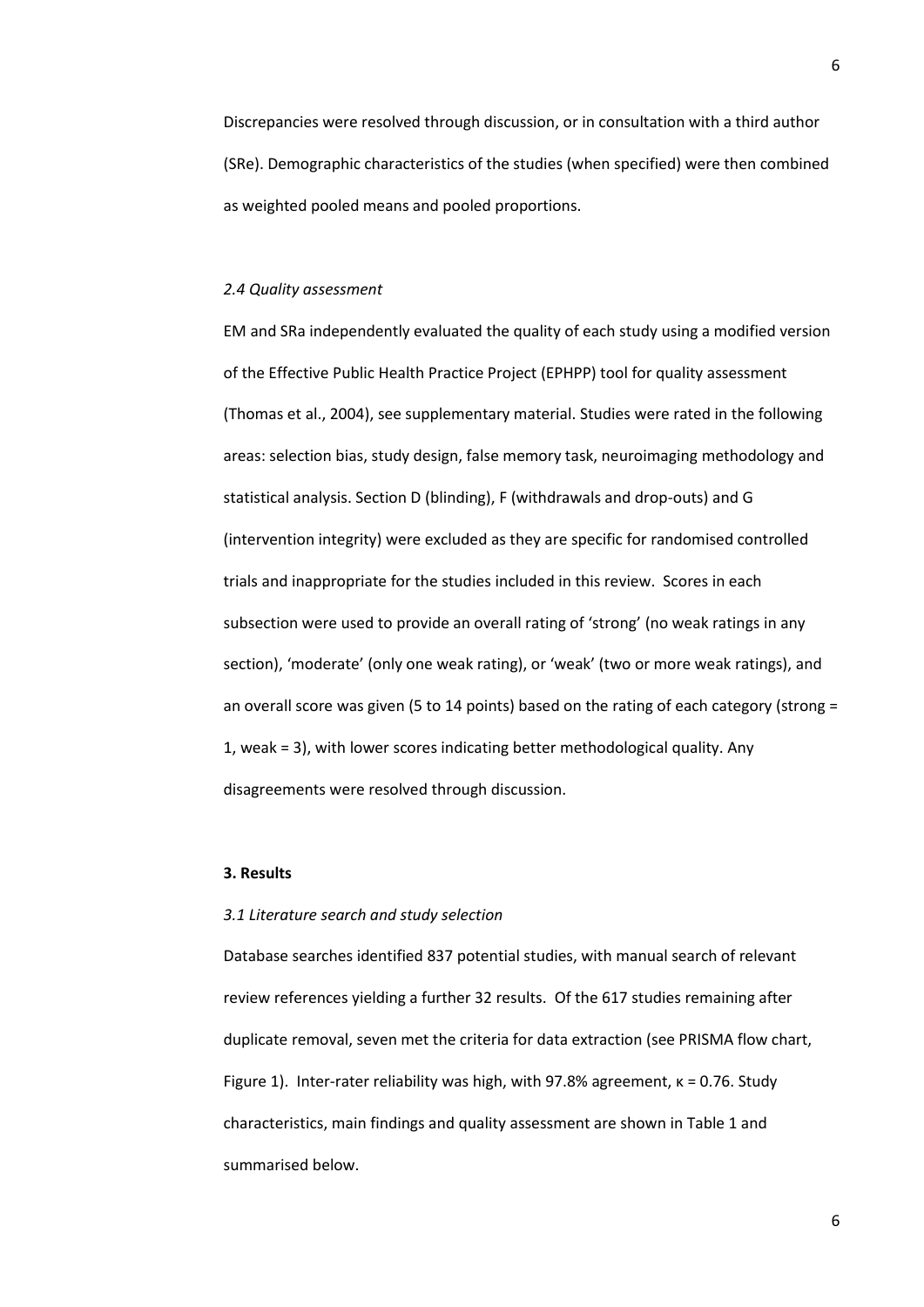Discrepancies were resolved through discussion, or in consultation with a third author (SRe). Demographic characteristics of the studies (when specified) were then combined as weighted pooled means and pooled proportions.

### *2.4 Quality assessment*

EM and SRa independently evaluated the quality of each study using a modified version of the Effective Public Health Practice Project (EPHPP) tool for quality assessment (Thomas et al., 2004), see supplementary material. Studies were rated in the following areas: selection bias, study design, false memory task, neuroimaging methodology and statistical analysis. Section D (blinding), F (withdrawals and drop-outs) and G (intervention integrity) were excluded as they are specific for randomised controlled trials and inappropriate for the studies included in this review. Scores in each subsection were used to provide an overall rating of 'strong' (no weak ratings in any section), 'moderate' (only one weak rating), or 'weak' (two or more weak ratings), and an overall score was given (5 to 14 points) based on the rating of each category (strong = 1, weak = 3), with lower scores indicating better methodological quality. Any disagreements were resolved through discussion.

## **3. Results**

### *3.1 Literature search and study selection*

Database searches identified 837 potential studies, with manual search of relevant review references yielding a further 32 results. Of the 617 studies remaining after duplicate removal, seven met the criteria for data extraction (see PRISMA flow chart, Figure 1). Inter-rater reliability was high, with 97.8% agreement, $\kappa = 0.76$. Study characteristics, main findings and quality assessment are shown in Table 1 and summarised below.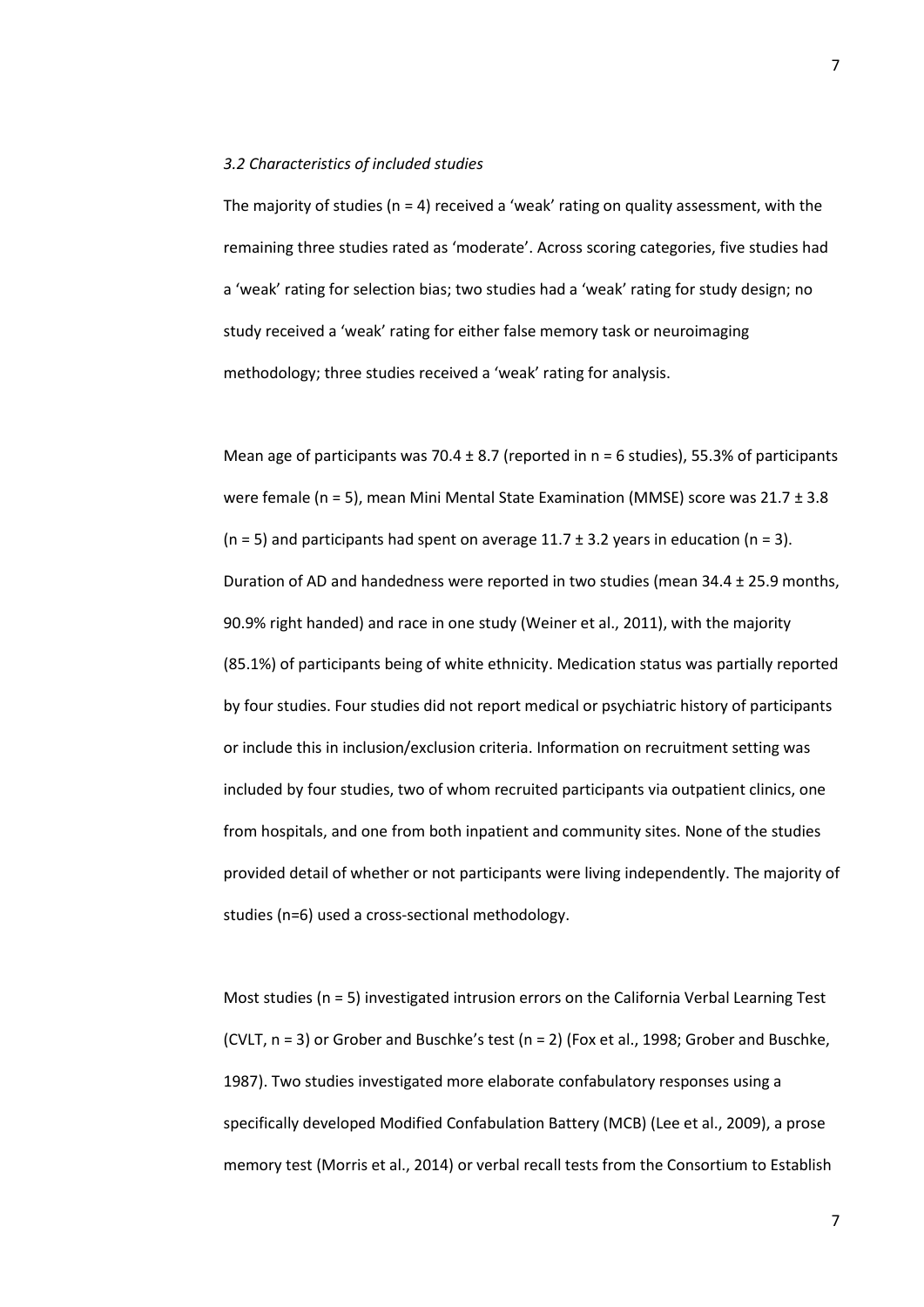*3.2 Characteristics of included studies*

The majority of studies (n = 4) received a 'weak' rating on quality assessment, with the remaining three studies rated as 'moderate'. Across scoring categories, five studies had a 'weak' rating for selection bias; two studies had a 'weak' rating for study design; no study received a 'weak' rating for either false memory task or neuroimaging methodology; three studies received a 'weak' rating for analysis.

Mean age of participants was 70.4 ± 8.7 (reported in n = 6 studies), 55.3% of participants were female (n = 5), mean Mini Mental State Examination (MMSE) score was 21.7 ± 3.8 (n = 5) and participants had spent on average 11.7 ± 3.2 years in education (n = 3). Duration of AD and handedness were reported in two studies (mean 34.4 ± 25.9 months, 90.9% right handed) and race in one study (Weiner et al., 2011), with the majority (85.1%) of participants being of white ethnicity. Medication status was partially reported by four studies. Four studies did not report medical or psychiatric history of participants or include this in inclusion/exclusion criteria. Information on recruitment setting was included by four studies, two of whom recruited participants via outpatient clinics, one from hospitals, and one from both inpatient and community sites. None of the studies provided detail of whether or not participants were living independently. The majority of studies (n=6) used a cross-sectional methodology.

Most studies (n = 5) investigated intrusion errors on the California Verbal Learning Test (CVLT, n = 3) or Grober and Buschke's test (n = 2) (Fox et al., 1998; Grober and Buschke, 1987). Two studies investigated more elaborate confabulatory responses using a specifically developed Modified Confabulation Battery (MCB) (Lee et al., 2009), a prose memory test (Morris et al., 2014) or verbal recall tests from the Consortium to Establish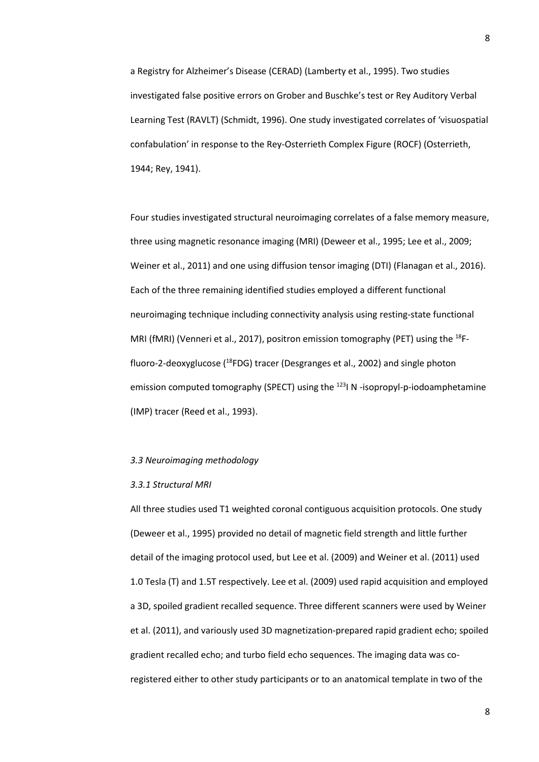a Registry for Alzheimer's Disease (CERAD) (Lamberty et al., 1995). Two studies investigated false positive errors on Grober and Buschke's test or Rey Auditory Verbal Learning Test (RAVLT) (Schmidt, 1996). One study investigated correlates of 'visuospatial confabulation' in response to the Rey-Osterrieth Complex Figure (ROCF) (Osterrieth, 1944; Rey, 1941).

Four studies investigated structural neuroimaging correlates of a false memory measure, three using magnetic resonance imaging (MRI) (Deweer et al., 1995; Lee et al., 2009; Weiner et al., 2011) and one using diffusion tensor imaging (DTI) (Flanagan et al., 2016). Each of the three remaining identified studies employed a different functional neuroimaging technique including connectivity analysis using resting-state functional MRI (fMRI) (Venneri et al., 2017), positron emission tomography (PET) using the $^{18}$F-fluoro-2-deoxyglucose ($^{18}$FDG) tracer (Desgranges et al., 2002) and single photon emission computed tomography (SPECT) using the $^{123}$I N -isopropyl-p-iodoamphetamine (IMP) tracer (Reed et al., 1993).

*3.3 Neuroimaging methodology*

*3.3.1 Structural MRI*

All three studies used T1 weighted coronal contiguous acquisition protocols. One study (Deweer et al., 1995) provided no detail of magnetic field strength and little further detail of the imaging protocol used, but Lee et al. (2009) and Weiner et al. (2011) used 1.0 Tesla (T) and 1.5T respectively. Lee et al. (2009) used rapid acquisition and employed a 3D, spoiled gradient recalled sequence. Three different scanners were used by Weiner et al. (2011), and variously used 3D magnetization-prepared rapid gradient echo; spoiled gradient recalled echo; and turbo field echo sequences. The imaging data was co-registered either to other study participants or to an anatomical template in two of the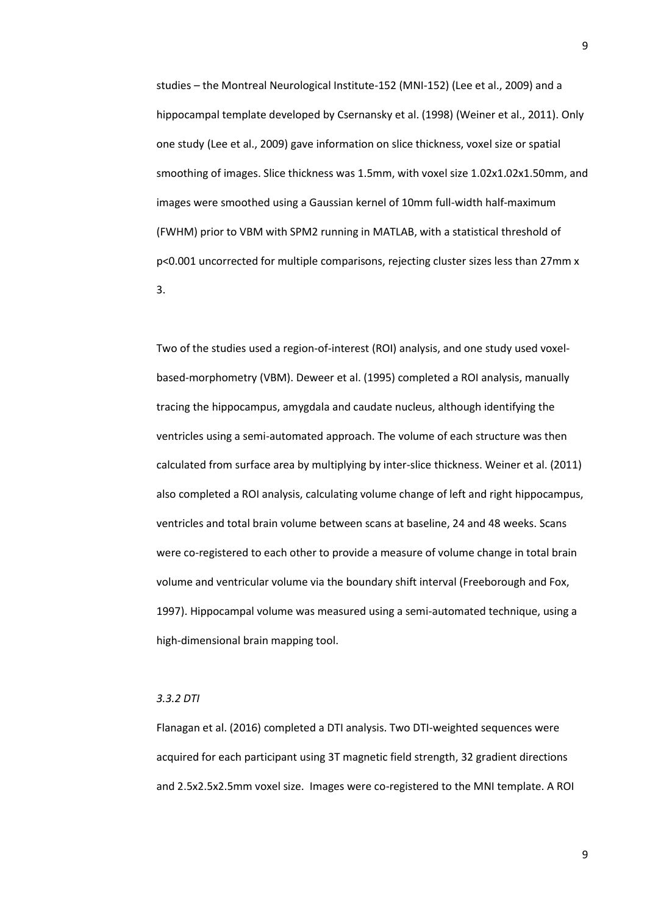studies – the Montreal Neurological Institute-152 (MNI-152) (Lee et al., 2009) and a hippocampal template developed by Csernansky et al. (1998) (Weiner et al., 2011). Only one study (Lee et al., 2009) gave information on slice thickness, voxel size or spatial smoothing of images. Slice thickness was 1.5mm, with voxel size 1.02x1.02x1.50mm, and images were smoothed using a Gaussian kernel of 10mm full-width half-maximum (FWHM) prior to VBM with SPM2 running in MATLAB, with a statistical threshold of $p<0.001$ uncorrected for multiple comparisons, rejecting cluster sizes less than 27mm x 3.

Two of the studies used a region-of-interest (ROI) analysis, and one study used voxel-based-morphometry (VBM). Deweer et al. (1995) completed a ROI analysis, manually tracing the hippocampus, amygdala and caudate nucleus, although identifying the ventricles using a semi-automated approach. The volume of each structure was then calculated from surface area by multiplying by inter-slice thickness. Weiner et al. (2011) also completed a ROI analysis, calculating volume change of left and right hippocampus, ventricles and total brain volume between scans at baseline, 24 and 48 weeks. Scans were co-registered to each other to provide a measure of volume change in total brain volume and ventricular volume via the boundary shift interval (Freeborough and Fox, 1997). Hippocampal volume was measured using a semi-automated technique, using a high-dimensional brain mapping tool.

*3.3.2 DTI*

Flanagan et al. (2016) completed a DTI analysis. Two DTI-weighted sequences were acquired for each participant using 3T magnetic field strength, 32 gradient directions and 2.5x2.5x2.5mm voxel size. Images were co-registered to the MNI template. A ROI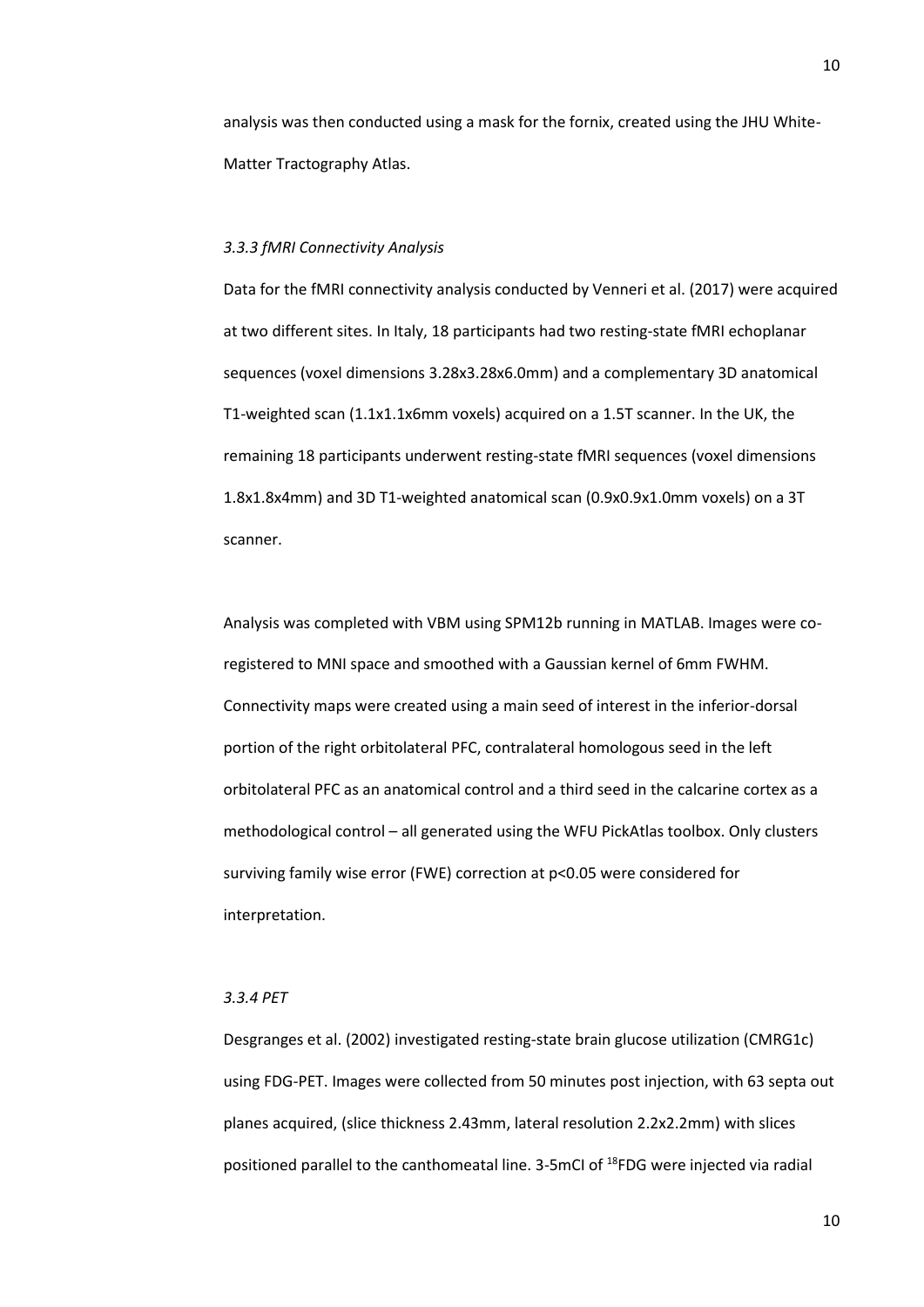analysis was then conducted using a mask for the fornix, created using the JHU White-Matter Tractography Atlas.

### *3.3.3 fMRI Connectivity Analysis*

Data for the fMRI connectivity analysis conducted by Venneri et al. (2017) were acquired at two different sites. In Italy, 18 participants had two resting-state fMRI echoplanar sequences (voxel dimensions 3.28x3.28x6.0mm) and a complementary 3D anatomical T1-weighted scan (1.1x1.1x6mm voxels) acquired on a 1.5T scanner. In the UK, the remaining 18 participants underwent resting-state fMRI sequences (voxel dimensions 1.8x1.8x4mm) and 3D T1-weighted anatomical scan (0.9x0.9x1.0mm voxels) on a 3T scanner.

Analysis was completed with VBM using SPM12b running in MATLAB. Images were co-registered to MNI space and smoothed with a Gaussian kernel of 6mm FWHM. Connectivity maps were created using a main seed of interest in the inferior-dorsal portion of the right orbitolateral PFC, contralateral homologous seed in the left orbitolateral PFC as an anatomical control and a third seed in the calcarine cortex as a methodological control – all generated using the WFU PickAtlas toolbox. Only clusters surviving family wise error (FWE) correction at $p<0.05$ were considered for interpretation.

### *3.3.4 PET*

Desgranges et al. (2002) investigated resting-state brain glucose utilization (CMRG1c) using FDG-PET. Images were collected from 50 minutes post injection, with 63 septa out planes acquired, (slice thickness 2.43mm, lateral resolution 2.2x2.2mm) with slices positioned parallel to the canthomeatal line. 3-5mCI of $^{18}$FDG were injected via radial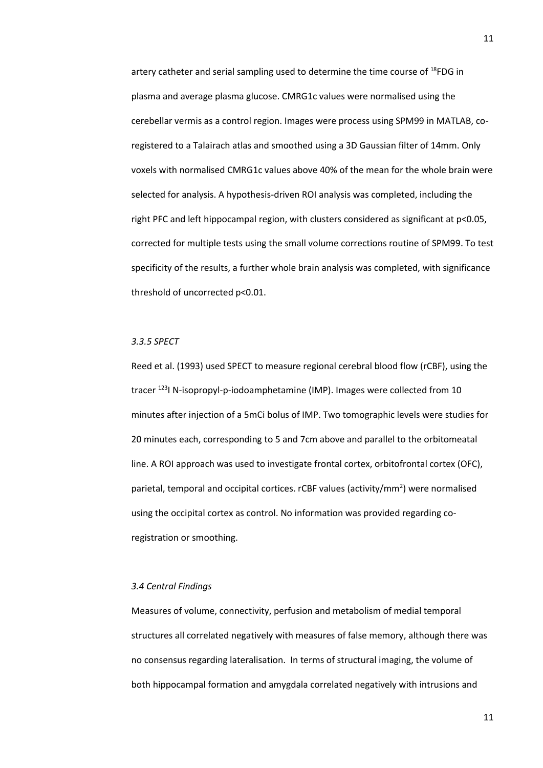artery catheter and serial sampling used to determine the time course of $^{18}$FDG in plasma and average plasma glucose. CMRG1c values were normalised using the cerebellar vermis as a control region. Images were process using SPM99 in MATLAB, co-registered to a Talairach atlas and smoothed using a 3D Gaussian filter of 14mm. Only voxels with normalised CMRG1c values above 40% of the mean for the whole brain were selected for analysis. A hypothesis-driven ROI analysis was completed, including the right PFC and left hippocampal region, with clusters considered as significant at $p<0.05$, corrected for multiple tests using the small volume corrections routine of SPM99. To test specificity of the results, a further whole brain analysis was completed, with significance threshold of uncorrected $p<0.01$.

*3.3.5 SPECT*

Reed et al. (1993) used SPECT to measure regional cerebral blood flow (rCBF), using the tracer $^{123}$I N-isopropyl-p-iodoamphetamine (IMP). Images were collected from 10 minutes after injection of a 5mCi bolus of IMP. Two tomographic levels were studies for 20 minutes each, corresponding to 5 and 7cm above and parallel to the orbitomeatal line. A ROI approach was used to investigate frontal cortex, orbitofrontal cortex (OFC), parietal, temporal and occipital cortices. rCBF values (activity/mm$^2$) were normalised using the occipital cortex as control. No information was provided regarding co-registration or smoothing.

*3.4 Central Findings*

Measures of volume, connectivity, perfusion and metabolism of medial temporal structures all correlated negatively with measures of false memory, although there was no consensus regarding lateralisation. In terms of structural imaging, the volume of both hippocampal formation and amygdala correlated negatively with intrusions and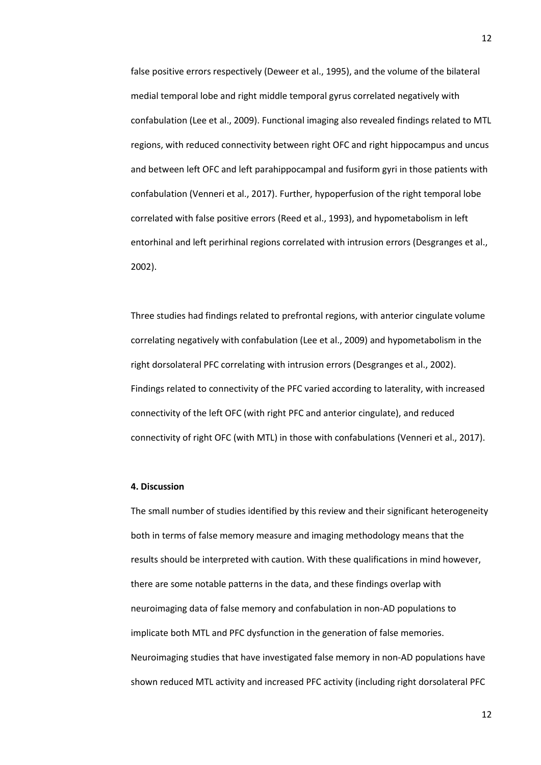false positive errors respectively (Deweer et al., 1995), and the volume of the bilateral medial temporal lobe and right middle temporal gyrus correlated negatively with confabulation (Lee et al., 2009). Functional imaging also revealed findings related to MTL regions, with reduced connectivity between right OFC and right hippocampus and uncus and between left OFC and left parahippocampal and fusiform gyri in those patients with confabulation (Venneri et al., 2017). Further, hypoperfusion of the right temporal lobe correlated with false positive errors (Reed et al., 1993), and hypometabolism in left entorhinal and left perirhinal regions correlated with intrusion errors (Desgranges et al., 2002).

Three studies had findings related to prefrontal regions, with anterior cingulate volume correlating negatively with confabulation (Lee et al., 2009) and hypometabolism in the right dorsolateral PFC correlating with intrusion errors (Desgranges et al., 2002). Findings related to connectivity of the PFC varied according to laterality, with increased connectivity of the left OFC (with right PFC and anterior cingulate), and reduced connectivity of right OFC (with MTL) in those with confabulations (Venneri et al., 2017).

#### 4. Discussion

The small number of studies identified by this review and their significant heterogeneity both in terms of false memory measure and imaging methodology means that the results should be interpreted with caution. With these qualifications in mind however, there are some notable patterns in the data, and these findings overlap with neuroimaging data of false memory and confabulation in non-AD populations to implicate both MTL and PFC dysfunction in the generation of false memories. Neuroimaging studies that have investigated false memory in non-AD populations have shown reduced MTL activity and increased PFC activity (including right dorsolateral PFC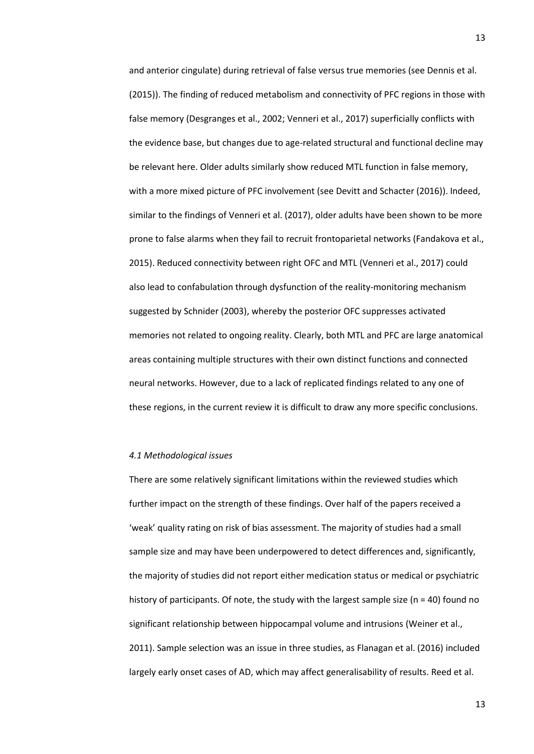and anterior cingulate) during retrieval of false versus true memories (see Dennis et al. (2015)). The finding of reduced metabolism and connectivity of PFC regions in those with false memory (Desgranges et al., 2002; Venneri et al., 2017) superficially conflicts with the evidence base, but changes due to age-related structural and functional decline may be relevant here. Older adults similarly show reduced MTL function in false memory, with a more mixed picture of PFC involvement (see Devitt and Schacter (2016)). Indeed, similar to the findings of Venneri et al. (2017), older adults have been shown to be more prone to false alarms when they fail to recruit frontoparietal networks (Fandakova et al., 2015). Reduced connectivity between right OFC and MTL (Venneri et al., 2017) could also lead to confabulation through dysfunction of the reality-monitoring mechanism suggested by Schnider (2003), whereby the posterior OFC suppresses activated memories not related to ongoing reality. Clearly, both MTL and PFC are large anatomical areas containing multiple structures with their own distinct functions and connected neural networks. However, due to a lack of replicated findings related to any one of these regions, in the current review it is difficult to draw any more specific conclusions.

### *4.1 Methodological issues*

There are some relatively significant limitations within the reviewed studies which further impact on the strength of these findings. Over half of the papers received a 'weak' quality rating on risk of bias assessment. The majority of studies had a small sample size and may have been underpowered to detect differences and, significantly, the majority of studies did not report either medication status or medical or psychiatric history of participants. Of note, the study with the largest sample size (n = 40) found no significant relationship between hippocampal volume and intrusions (Weiner et al., 2011). Sample selection was an issue in three studies, as Flanagan et al. (2016) included largely early onset cases of AD, which may affect generalisability of results. Reed et al.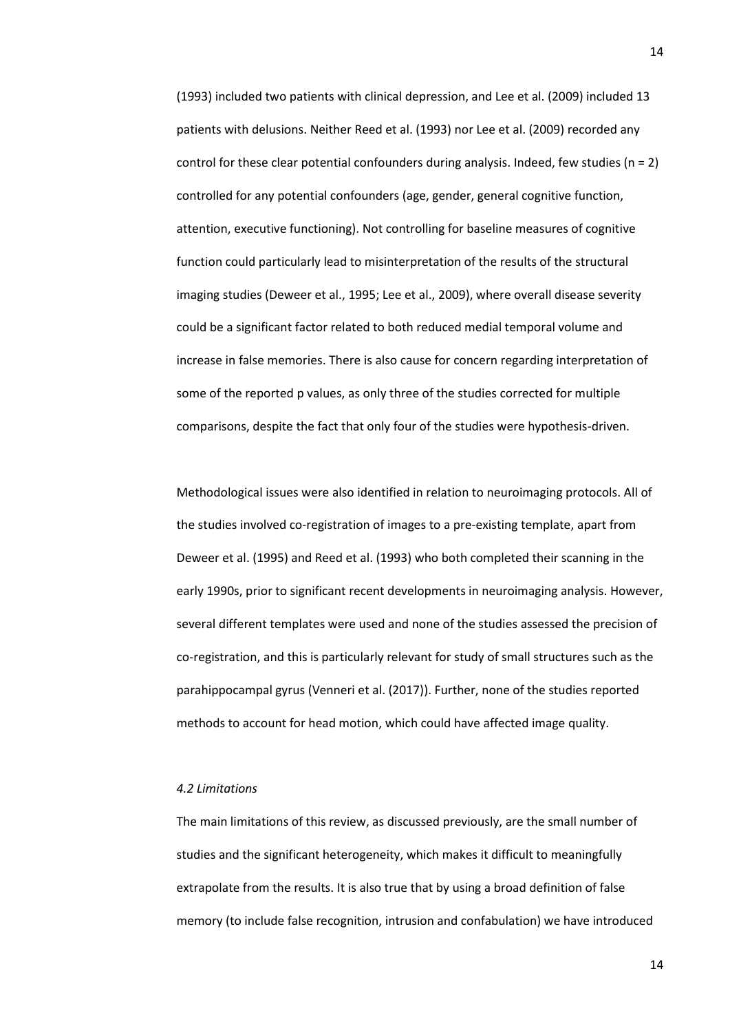(1993) included two patients with clinical depression, and Lee et al. (2009) included 13 patients with delusions. Neither Reed et al. (1993) nor Lee et al. (2009) recorded any control for these clear potential confounders during analysis. Indeed, few studies (n = 2) controlled for any potential confounders (age, gender, general cognitive function, attention, executive functioning). Not controlling for baseline measures of cognitive function could particularly lead to misinterpretation of the results of the structural imaging studies (Deweer et al., 1995; Lee et al., 2009), where overall disease severity could be a significant factor related to both reduced medial temporal volume and increase in false memories. There is also cause for concern regarding interpretation of some of the reported p values, as only three of the studies corrected for multiple comparisons, despite the fact that only four of the studies were hypothesis-driven.

Methodological issues were also identified in relation to neuroimaging protocols. All of the studies involved co-registration of images to a pre-existing template, apart from Deweer et al. (1995) and Reed et al. (1993) who both completed their scanning in the early 1990s, prior to significant recent developments in neuroimaging analysis. However, several different templates were used and none of the studies assessed the precision of co-registration, and this is particularly relevant for study of small structures such as the parahippocampal gyrus (Venneri et al. (2017)). Further, none of the studies reported methods to account for head motion, which could have affected image quality.

### *4.2 Limitations*

The main limitations of this review, as discussed previously, are the small number of studies and the significant heterogeneity, which makes it difficult to meaningfully extrapolate from the results. It is also true that by using a broad definition of false memory (to include false recognition, intrusion and confabulation) we have introduced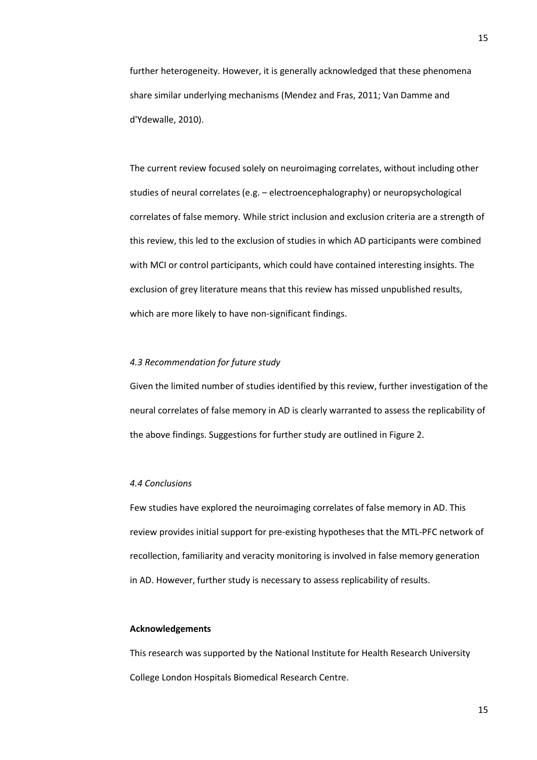further heterogeneity. However, it is generally acknowledged that these phenomena share similar underlying mechanisms (Mendez and Fras, 2011; Van Damme and d'Ydewalle, 2010).

The current review focused solely on neuroimaging correlates, without including other studies of neural correlates (e.g. – electroencephalography) or neuropsychological correlates of false memory. While strict inclusion and exclusion criteria are a strength of this review, this led to the exclusion of studies in which AD participants were combined with MCI or control participants, which could have contained interesting insights. The exclusion of grey literature means that this review has missed unpublished results, which are more likely to have non-significant findings.

### *4.3 Recommendation for future study*

Given the limited number of studies identified by this review, further investigation of the neural correlates of false memory in AD is clearly warranted to assess the replicability of the above findings. Suggestions for further study are outlined in Figure 2.

### *4.4 Conclusions*

Few studies have explored the neuroimaging correlates of false memory in AD. This review provides initial support for pre-existing hypotheses that the MTL-PFC network of recollection, familiarity and veracity monitoring is involved in false memory generation in AD. However, further study is necessary to assess replicability of results.

## **Acknowledgements**

This research was supported by the National Institute for Health Research University College London Hospitals Biomedical Research Centre.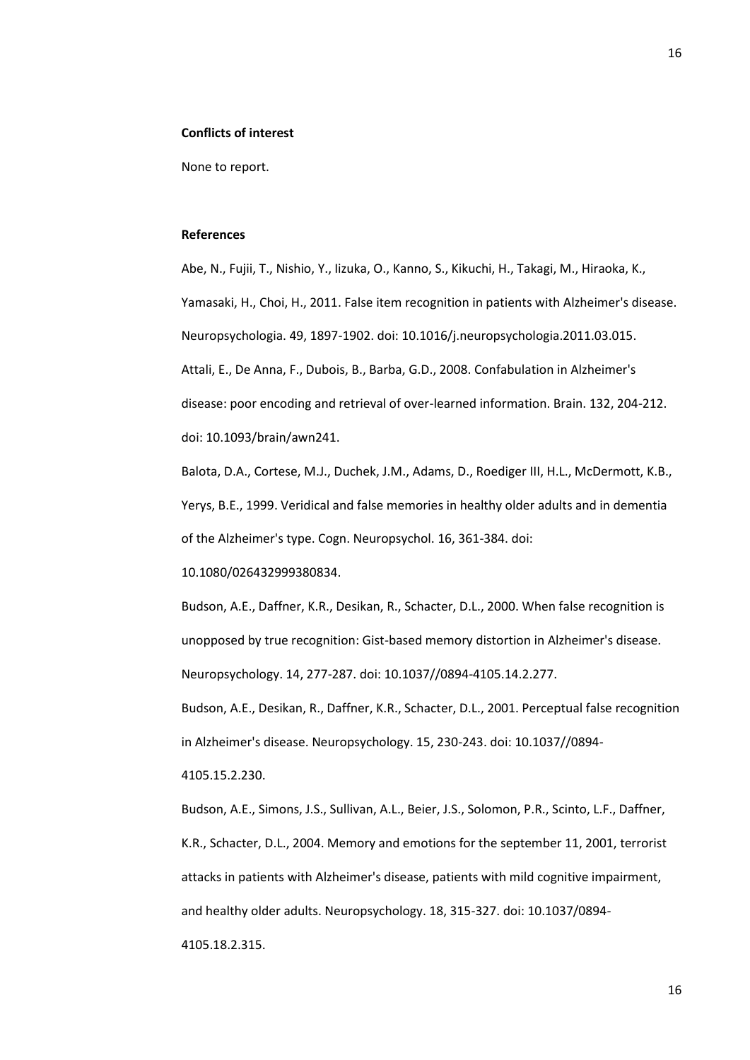**Conflicts of interest**

None to report.

**References**

Abe, N., Fujii, T., Nishio, Y., Iizuka, O., Kanno, S., Kikuchi, H., Takagi, M., Hiraoka, K., Yamasaki, H., Choi, H., 2011. False item recognition in patients with Alzheimer's disease. Neuropsychologia. 49, 1897-1902. doi: 10.1016/j.neuropsychologia.2011.03.015.

Attali, E., De Anna, F., Dubois, B., Barba, G.D., 2008. Confabulation in Alzheimer's disease: poor encoding and retrieval of over-learned information. Brain. 132, 204-212. doi: 10.1093/brain/awn241.

Balota, D.A., Cortese, M.J., Duchek, J.M., Adams, D., Roediger III, H.L., McDermott, K.B., Yerys, B.E., 1999. Veridical and false memories in healthy older adults and in dementia of the Alzheimer's type. Cogn. Neuropsychol. 16, 361-384. doi: 10.1080/026432999380834.

Budson, A.E., Daffner, K.R., Desikan, R., Schacter, D.L., 2000. When false recognition is unopposed by true recognition: Gist-based memory distortion in Alzheimer's disease. Neuropsychology. 14, 277-287. doi: 10.1037//0894-4105.14.2.277.

Budson, A.E., Desikan, R., Daffner, K.R., Schacter, D.L., 2001. Perceptual false recognition in Alzheimer's disease. Neuropsychology. 15, 230-243. doi: 10.1037//0894-4105.15.2.230.

Budson, A.E., Simons, J.S., Sullivan, A.L., Beier, J.S., Solomon, P.R., Scinto, L.F., Daffner, K.R., Schacter, D.L., 2004. Memory and emotions for the september 11, 2001, terrorist attacks in patients with Alzheimer's disease, patients with mild cognitive impairment, and healthy older adults. Neuropsychology. 18, 315-327. doi: 10.1037/0894-4105.18.2.315.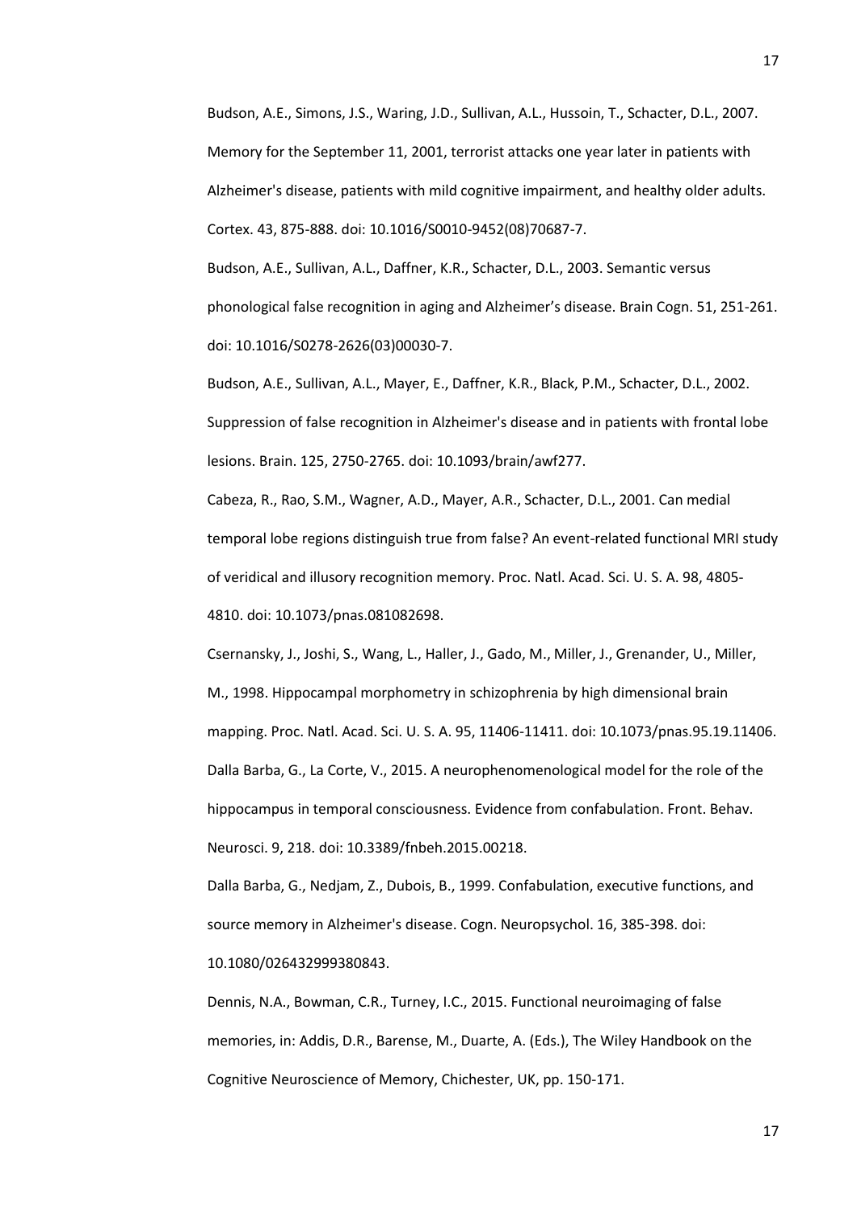Budson, A.E., Simons, J.S., Waring, J.D., Sullivan, A.L., Hussoin, T., Schacter, D.L., 2007. Memory for the September 11, 2001, terrorist attacks one year later in patients with Alzheimer's disease, patients with mild cognitive impairment, and healthy older adults. Cortex. 43, 875-888. doi: 10.1016/S0010-9452(08)70687-7.

Budson, A.E., Sullivan, A.L., Daffner, K.R., Schacter, D.L., 2003. Semantic versus phonological false recognition in aging and Alzheimer's disease. Brain Cogn. 51, 251-261. doi: 10.1016/S0278-2626(03)00030-7.

Budson, A.E., Sullivan, A.L., Mayer, E., Daffner, K.R., Black, P.M., Schacter, D.L., 2002. Suppression of false recognition in Alzheimer's disease and in patients with frontal lobe lesions. Brain. 125, 2750-2765. doi: 10.1093/brain/awf277.

Cabeza, R., Rao, S.M., Wagner, A.D., Mayer, A.R., Schacter, D.L., 2001. Can medial temporal lobe regions distinguish true from false? An event-related functional MRI study of veridical and illusory recognition memory. Proc. Natl. Acad. Sci. U. S. A. 98, 4805-4810. doi: 10.1073/pnas.081082698.

Csernansky, J., Joshi, S., Wang, L., Haller, J., Gado, M., Miller, J., Grenander, U., Miller, M., 1998. Hippocampal morphometry in schizophrenia by high dimensional brain mapping. Proc. Natl. Acad. Sci. U. S. A. 95, 11406-11411. doi: 10.1073/pnas.95.19.11406.

Dalla Barba, G., La Corte, V., 2015. A neurophenomenological model for the role of the hippocampus in temporal consciousness. Evidence from confabulation. Front. Behav. Neurosci. 9, 218. doi: 10.3389/fnbeh.2015.00218.

Dalla Barba, G., Nedjam, Z., Dubois, B., 1999. Confabulation, executive functions, and source memory in Alzheimer's disease. Cogn. Neuropsychol. 16, 385-398. doi: 10.1080/026432999380843.

Dennis, N.A., Bowman, C.R., Turney, I.C., 2015. Functional neuroimaging of false memories, in: Addis, D.R., Barense, M., Duarte, A. (Eds.), The Wiley Handbook on the Cognitive Neuroscience of Memory, Chichester, UK, pp. 150-171.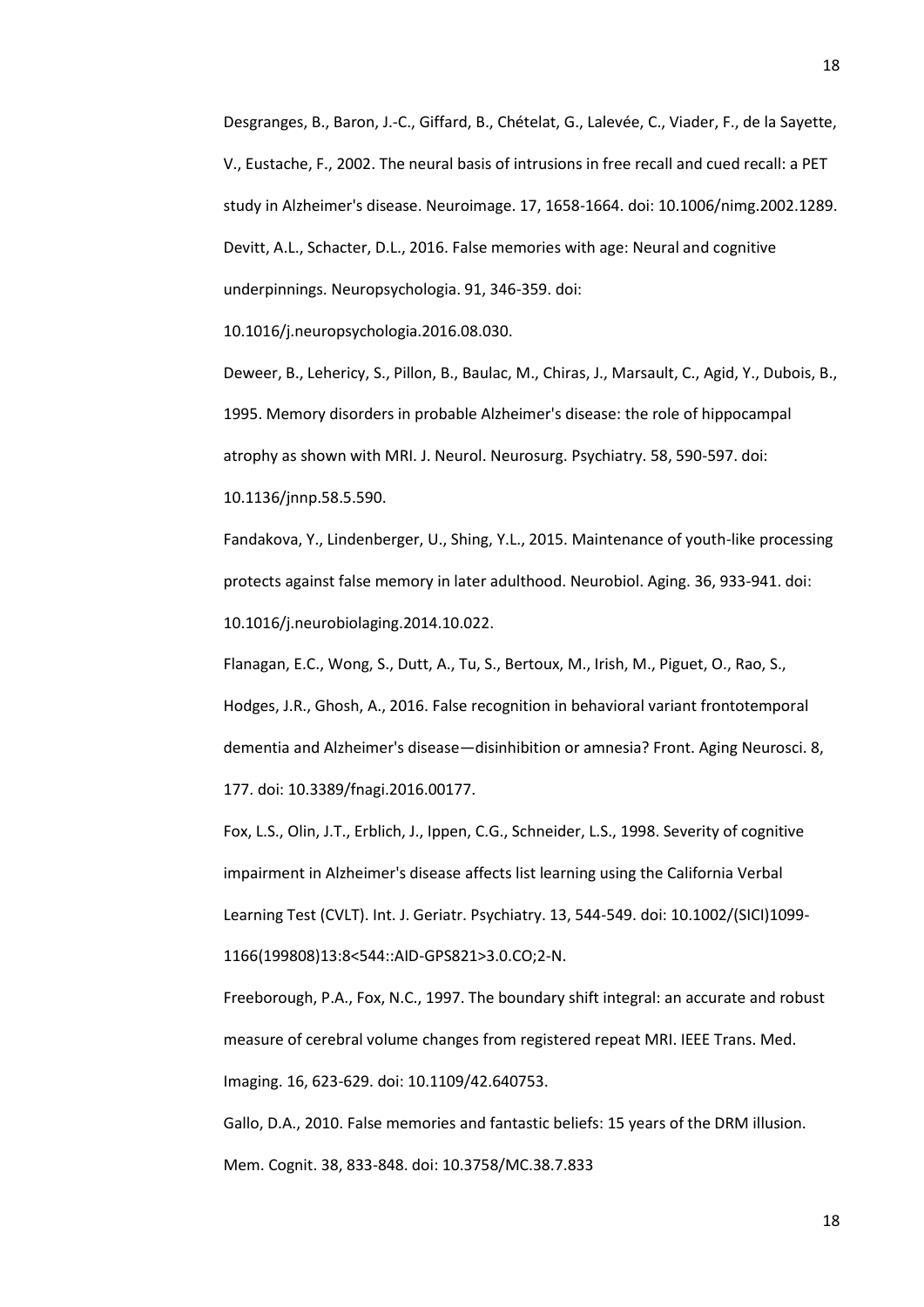Desgranges, B., Baron, J.-C., Giffard, B., Chételat, G., Lalevée, C., Viader, F., de la Sayette, V., Eustache, F., 2002. The neural basis of intrusions in free recall and cued recall: a PET study in Alzheimer's disease. Neuroimage. 17, 1658-1664. doi: 10.1006/nimg.2002.1289.

Devitt, A.L., Schacter, D.L., 2016. False memories with age: Neural and cognitive underpinnings. Neuropsychologia. 91, 346-359. doi: 10.1016/j.neuropsychologia.2016.08.030.

Deweer, B., Lehericy, S., Pillon, B., Baulac, M., Chiras, J., Marsault, C., Agid, Y., Dubois, B., 1995. Memory disorders in probable Alzheimer's disease: the role of hippocampal atrophy as shown with MRI. J. Neurol. Neurosurg. Psychiatry. 58, 590-597. doi: 10.1136/jnnp.58.5.590.

Fandakova, Y., Lindenberger, U., Shing, Y.L., 2015. Maintenance of youth-like processing protects against false memory in later adulthood. Neurobiol. Aging. 36, 933-941. doi: 10.1016/j.neurobiolaging.2014.10.022.

Flanagan, E.C., Wong, S., Dutt, A., Tu, S., Bertoux, M., Irish, M., Piguet, O., Rao, S., Hodges, J.R., Ghosh, A., 2016. False recognition in behavioral variant frontotemporal dementia and Alzheimer's disease—disinhibition or amnesia? Front. Aging Neurosci. 8, 177. doi: 10.3389/fnagi.2016.00177.

Fox, L.S., Olin, J.T., Erblich, J., Ippen, C.G., Schneider, L.S., 1998. Severity of cognitive impairment in Alzheimer's disease affects list learning using the California Verbal Learning Test (CVLT). Int. J. Geriatr. Psychiatry. 13, 544-549. doi: 10.1002/(SICI)1099-1166(199808)13:8<544::AID-GPS821>3.0.CO;2-N.

Freeborough, P.A., Fox, N.C., 1997. The boundary shift integral: an accurate and robust measure of cerebral volume changes from registered repeat MRI. IEEE Trans. Med. Imaging. 16, 623-629. doi: 10.1109/42.640753.

Gallo, D.A., 2010. False memories and fantastic beliefs: 15 years of the DRM illusion. Mem. Cognit. 38, 833-848. doi: 10.3758/MC.38.7.833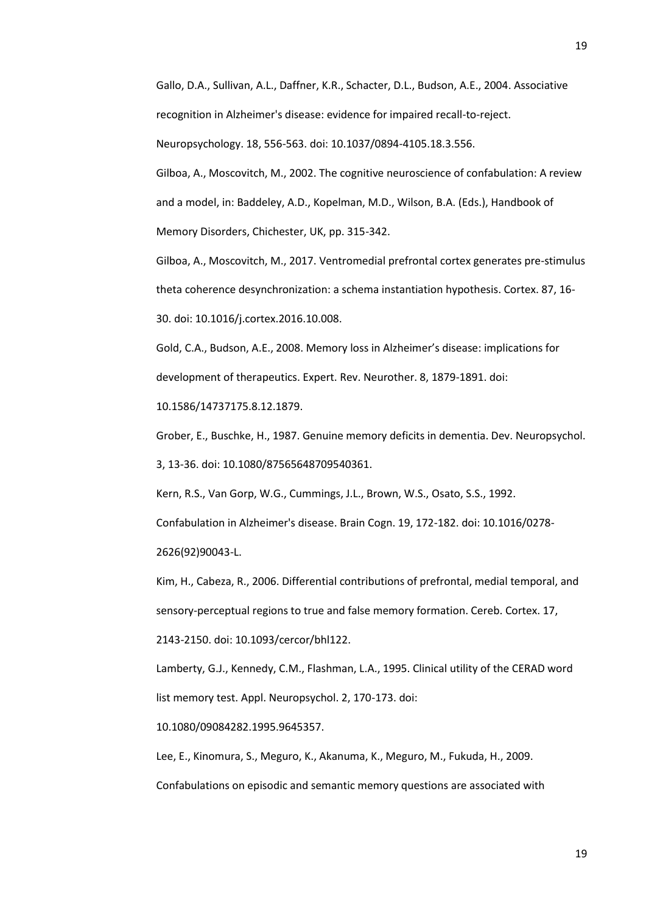Gallo, D.A., Sullivan, A.L., Daffner, K.R., Schacter, D.L., Budson, A.E., 2004. Associative recognition in Alzheimer's disease: evidence for impaired recall-to-reject. Neuropsychology. 18, 556-563. doi: 10.1037/0894-4105.18.3.556.

Gilboa, A., Moscovitch, M., 2002. The cognitive neuroscience of confabulation: A review and a model, in: Baddeley, A.D., Kopelman, M.D., Wilson, B.A. (Eds.), Handbook of Memory Disorders, Chichester, UK, pp. 315-342.

Gilboa, A., Moscovitch, M., 2017. Ventromedial prefrontal cortex generates pre-stimulus theta coherence desynchronization: a schema instantiation hypothesis. Cortex. 87, 16-30. doi: 10.1016/j.cortex.2016.10.008.

Gold, C.A., Budson, A.E., 2008. Memory loss in Alzheimer's disease: implications for development of therapeutics. Expert. Rev. Neurother. 8, 1879-1891. doi: 10.1586/14737175.8.12.1879.

Grober, E., Buschke, H., 1987. Genuine memory deficits in dementia. Dev. Neuropsychol. 3, 13-36. doi: 10.1080/87565648709540361.

Kern, R.S., Van Gorp, W.G., Cummings, J.L., Brown, W.S., Osato, S.S., 1992. Confabulation in Alzheimer's disease. Brain Cogn. 19, 172-182. doi: 10.1016/0278-2626(92)90043-L.

Kim, H., Cabeza, R., 2006. Differential contributions of prefrontal, medial temporal, and sensory-perceptual regions to true and false memory formation. Cereb. Cortex. 17, 2143-2150. doi: 10.1093/cercor/bhl122.

Lamberty, G.J., Kennedy, C.M., Flashman, L.A., 1995. Clinical utility of the CERAD word list memory test. Appl. Neuropsychol. 2, 170-173. doi: 10.1080/09084282.1995.9645357.

Lee, E., Kinomura, S., Meguro, K., Akanuma, K., Meguro, M., Fukuda, H., 2009. Confabulations on episodic and semantic memory questions are associated with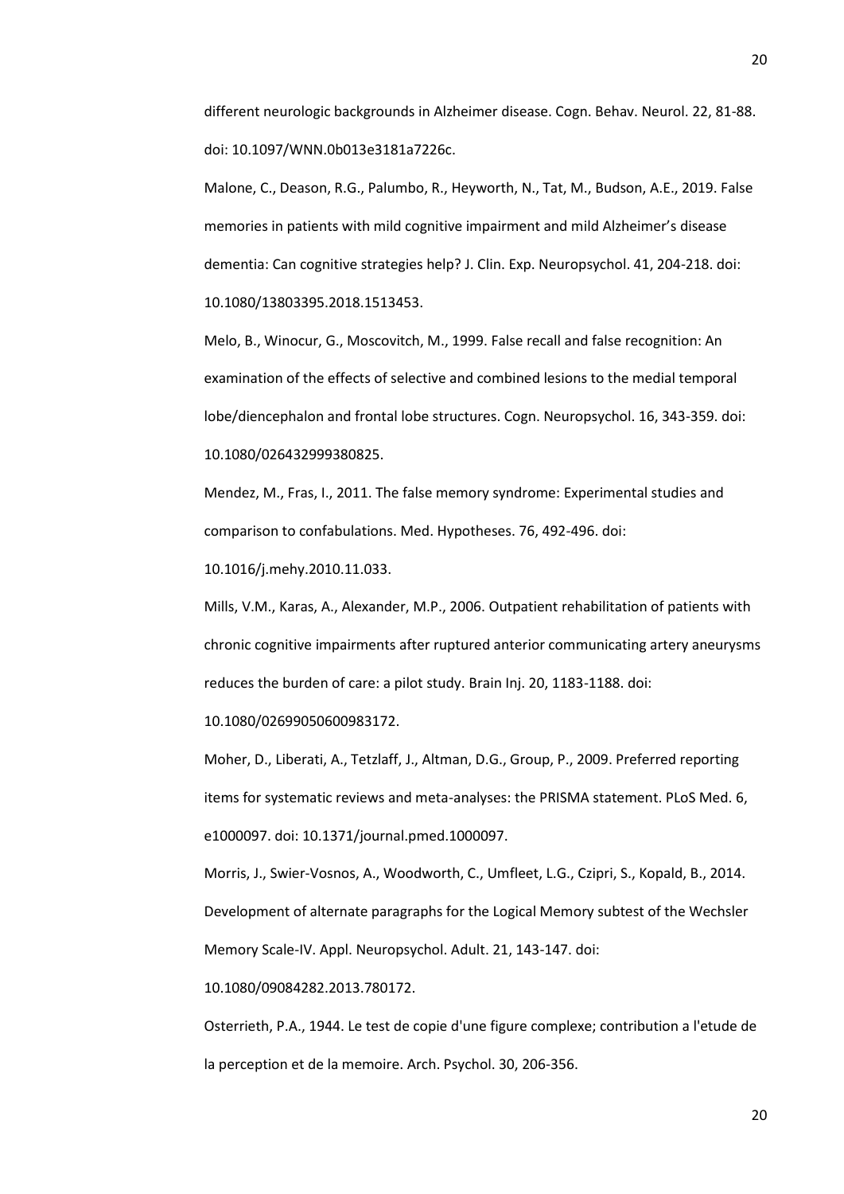different neurologic backgrounds in Alzheimer disease. Cogn. Behav. Neurol. 22, 81-88. doi: 10.1097/WNN.0b013e3181a7226c.

Malone, C., Deason, R.G., Palumbo, R., Heyworth, N., Tat, M., Budson, A.E., 2019. False memories in patients with mild cognitive impairment and mild Alzheimer's disease dementia: Can cognitive strategies help? J. Clin. Exp. Neuropsychol. 41, 204-218. doi: 10.1080/13803395.2018.1513453.

Melo, B., Winocur, G., Moscovitch, M., 1999. False recall and false recognition: An examination of the effects of selective and combined lesions to the medial temporal lobe/diencephalon and frontal lobe structures. Cogn. Neuropsychol. 16, 343-359. doi: 10.1080/026432999380825.

Mendez, M., Fras, I., 2011. The false memory syndrome: Experimental studies and comparison to confabulations. Med. Hypotheses. 76, 492-496. doi: 10.1016/j.mehy.2010.11.033.

Mills, V.M., Karas, A., Alexander, M.P., 2006. Outpatient rehabilitation of patients with chronic cognitive impairments after ruptured anterior communicating artery aneurysms reduces the burden of care: a pilot study. Brain Inj. 20, 1183-1188. doi: 10.1080/02699050600983172.

Moher, D., Liberati, A., Tetzlaff, J., Altman, D.G., Group, P., 2009. Preferred reporting items for systematic reviews and meta-analyses: the PRISMA statement. PLoS Med. 6, e1000097. doi: 10.1371/journal.pmed.1000097.

Morris, J., Swier-Vosnos, A., Woodworth, C., Umfleet, L.G., Czipri, S., Kopald, B., 2014. Development of alternate paragraphs for the Logical Memory subtest of the Wechsler Memory Scale-IV. Appl. Neuropsychol. Adult. 21, 143-147. doi: 10.1080/09084282.2013.780172.

Osterrieth, P.A., 1944. Le test de copie d'une figure complexe; contribution a l'etude de la perception et de la memoire. Arch. Psychol. 30, 206-356.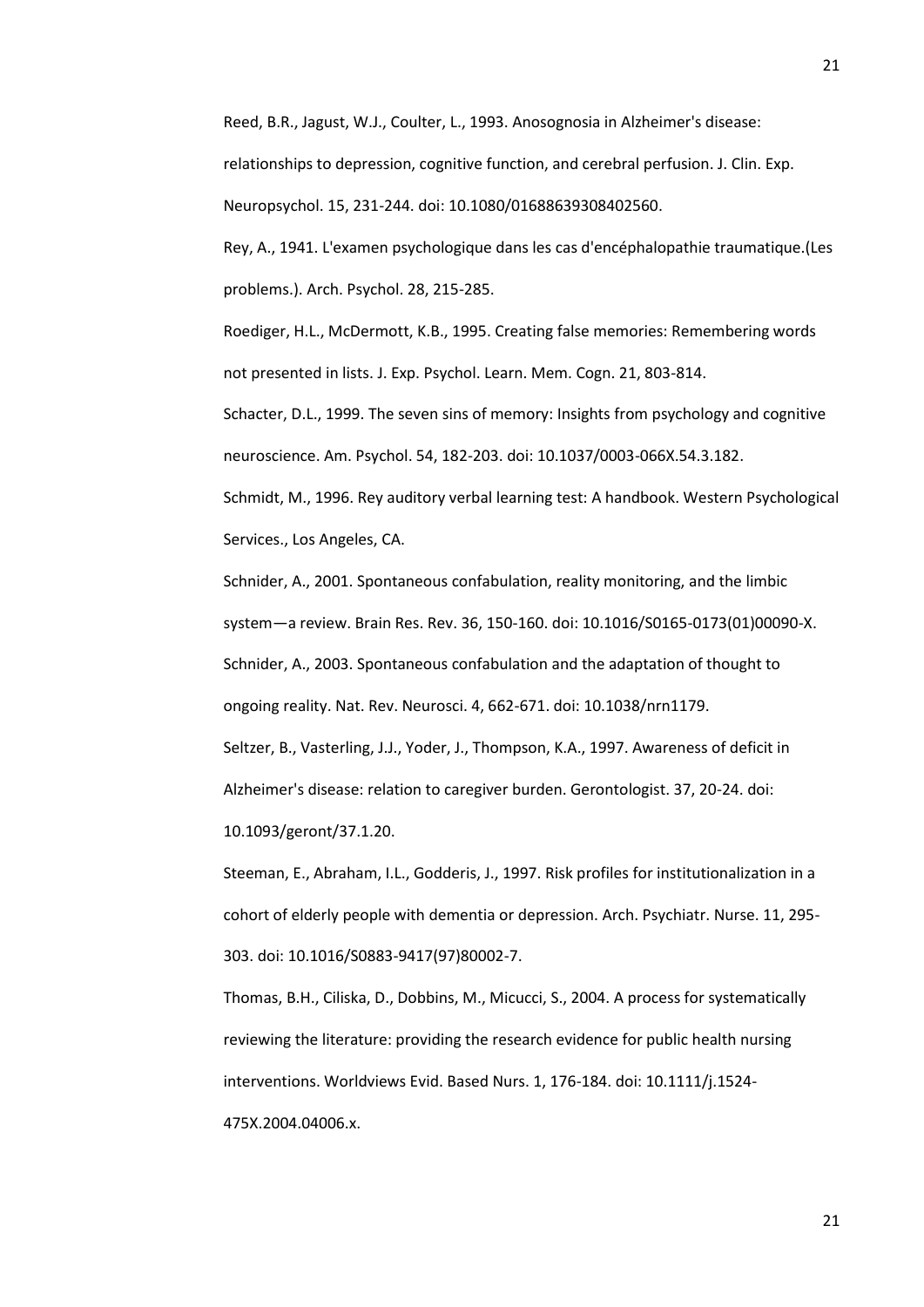Reed, B.R., Jagust, W.J., Coulter, L., 1993. Anosognosia in Alzheimer's disease: relationships to depression, cognitive function, and cerebral perfusion. J. Clin. Exp. Neuropsychol. 15, 231-244. doi: 10.1080/01688639308402560.

Rey, A., 1941. L'examen psychologique dans les cas d'encéphalopathie traumatique.(Les problems.). Arch. Psychol. 28, 215-285.

Roediger, H.L., McDermott, K.B., 1995. Creating false memories: Remembering words not presented in lists. J. Exp. Psychol. Learn. Mem. Cogn. 21, 803-814.

Schacter, D.L., 1999. The seven sins of memory: Insights from psychology and cognitive neuroscience. Am. Psychol. 54, 182-203. doi: 10.1037/0003-066X.54.3.182.

Schmidt, M., 1996. Rey auditory verbal learning test: A handbook. Western Psychological Services., Los Angeles, CA.

Schnider, A., 2001. Spontaneous confabulation, reality monitoring, and the limbic system—a review. Brain Res. Rev. 36, 150-160. doi: 10.1016/S0165-0173(01)00090-X.

Schnider, A., 2003. Spontaneous confabulation and the adaptation of thought to ongoing reality. Nat. Rev. Neurosci. 4, 662-671. doi: 10.1038/nrn1179.

Seltzer, B., Vasterling, J.J., Yoder, J., Thompson, K.A., 1997. Awareness of deficit in Alzheimer's disease: relation to caregiver burden. Gerontologist. 37, 20-24. doi: 10.1093/geront/37.1.20.

Steeman, E., Abraham, I.L., Godderis, J., 1997. Risk profiles for institutionalization in a cohort of elderly people with dementia or depression. Arch. Psychiatr. Nurse. 11, 295-303. doi: 10.1016/S0883-9417(97)80002-7.

Thomas, B.H., Ciliska, D., Dobbins, M., Micucci, S., 2004. A process for systematically reviewing the literature: providing the research evidence for public health nursing interventions. Worldviews Evid. Based Nurs. 1, 176-184. doi: 10.1111/j.1524-475X.2004.04006.x.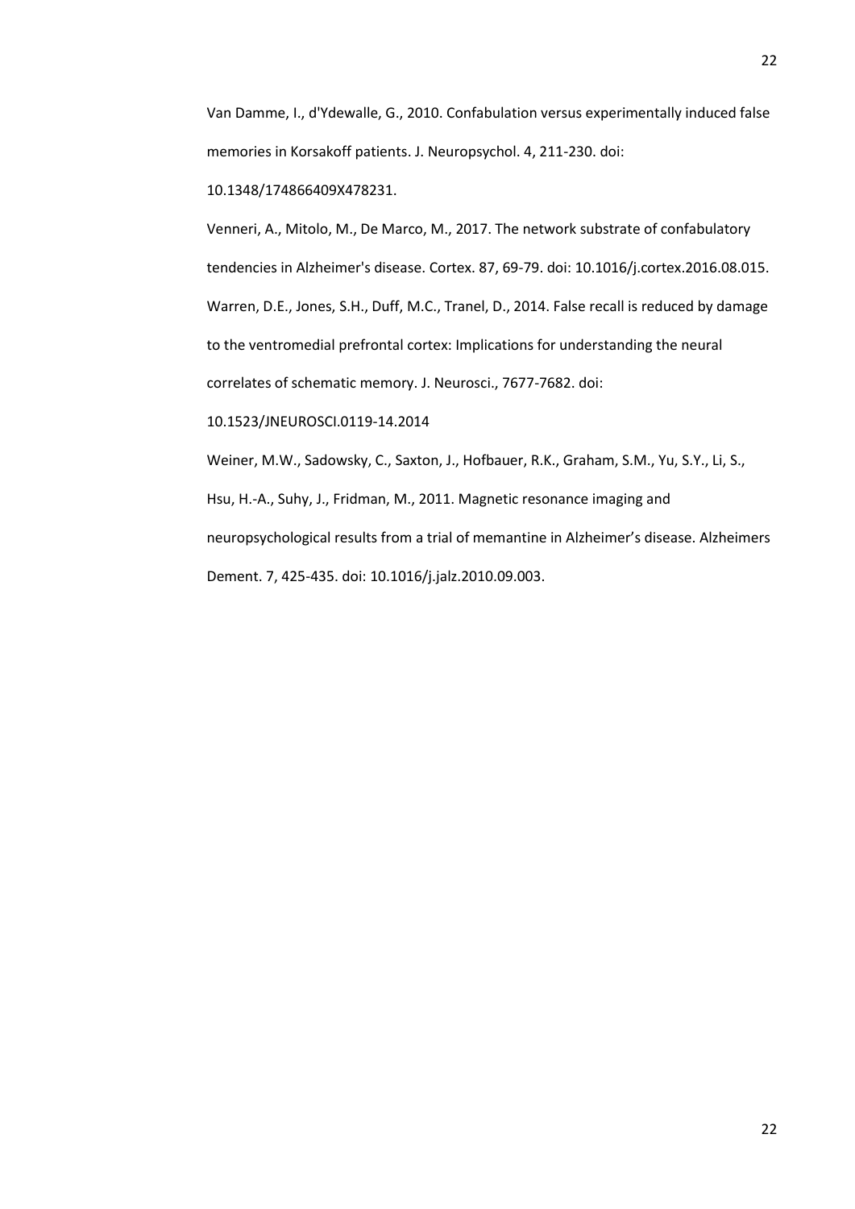Van Damme, I., d'Ydewalle, G., 2010. Confabulation versus experimentally induced false memories in Korsakoff patients. J. Neuropsychol. 4, 211-230. doi: 10.1348/174866409X478231.

Venneri, A., Mitolo, M., De Marco, M., 2017. The network substrate of confabulatory tendencies in Alzheimer's disease. Cortex. 87, 69-79. doi: 10.1016/j.cortex.2016.08.015.

Warren, D.E., Jones, S.H., Duff, M.C., Tranel, D., 2014. False recall is reduced by damage to the ventromedial prefrontal cortex: Implications for understanding the neural correlates of schematic memory. J. Neurosci., 7677-7682. doi: 10.1523/JNEUROSCI.0119-14.2014

Weiner, M.W., Sadowsky, C., Saxton, J., Hofbauer, R.K., Graham, S.M., Yu, S.Y., Li, S., Hsu, H.-A., Suhy, J., Fridman, M., 2011. Magnetic resonance imaging and neuropsychological results from a trial of memantine in Alzheimer's disease. Alzheimers Dement. 7, 425-435. doi: 10.1016/j.jalz.2010.09.003.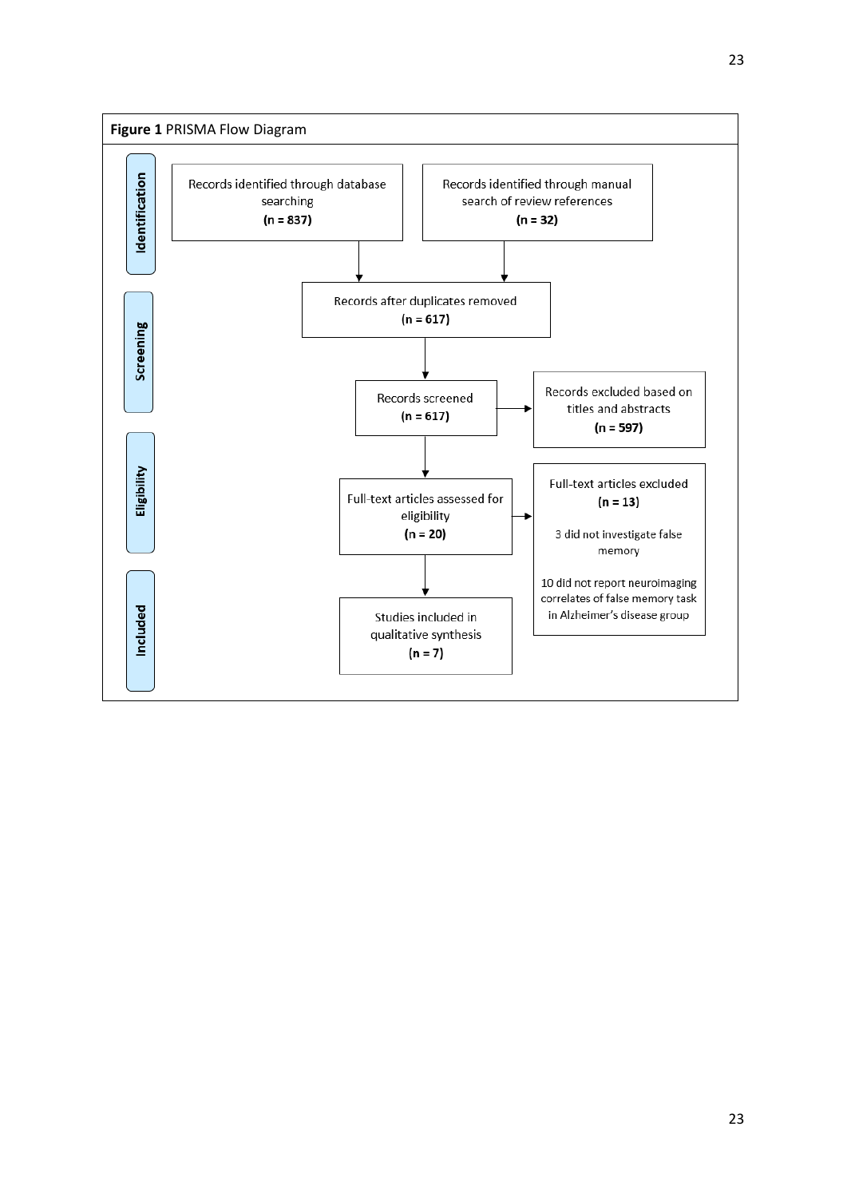**Figure 1** PRISMA Flow Diagram

**Identification**

Records identified through database searching
**(n = 837)**

Records identified through manual search of review references
**(n = 32)**

**Screening**

Records after duplicates removed
**(n = 617)**

Records screened
**(n = 617)**

Records excluded based on titles and abstracts
**(n = 597)**

**Eligibility**

Full-text articles assessed for eligibility
**(n = 20)**

Full-text articles excluded
**(n = 13)**

3 did not investigate false memory

10 did not report neuroimaging correlates of false memory task in Alzheimer's disease group

**Included**

Studies included in qualitative synthesis
**(n = 7)**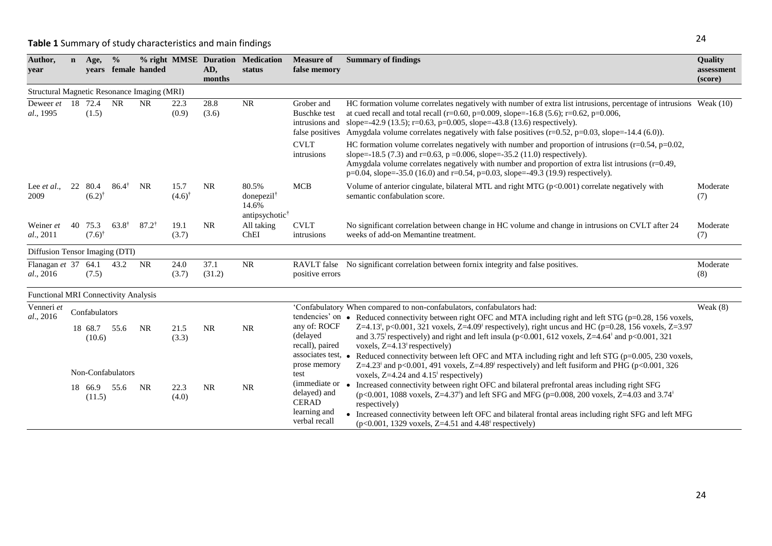**Table 1** Summary of study characteristics and main findings

| Author, year | n | Age, years | % female | % right handed | MMSE | Duration AD, months | Medication status | Measure of false memory | Summary of findings | Quality assessment (score) |
|---|---|---|---|---|---|---|---|---|---|---|
| **Structural Magnetic Resonance Imaging (MRI)** | | | | | | | | | | |
| Deweer *et al.*, 1995 | 18 | 72.4 (1.5) | NR | NR | 22.3 (0.9) | 28.8 (3.6) | NR | Grober and Buschke test intrusions and false positives | HC formation volume correlates negatively with number of extra list intrusions, percentage of intrusions at cued recall and total recall (r=0.60, p=0.009, slope=-16.8 (5.6); r=0.62, p=0.006, slope=-42.9 (13.5); r=0.63, p=0.005, slope=-43.8 (13.6) respectively). Amygdala volume correlates negatively with false positives (r=0.52, p=0.03, slope=-14.4 (6.0)). | Weak (10) |
| | | | | | | | | CVLT intrusions | HC formation volume correlates negatively with number and proportion of intrusions (r=0.54, p=0.02, slope=-18.5 (7.3) and r=0.63, p =0.006, slope=-35.2 (11.0) respectively). Amygdala volume correlates negatively with number and proportion of extra list intrusions (r=0.49, p=0.04, slope=-35.0 (16.0) and r=0.54, p=0.03, slope=-49.3 (19.9) respectively). | |
| Lee *et al.*, 2009 | 22 | 80.4 (6.2)† | 86.4† | NR | 15.7 (4.6)† | NR | 80.5% donepezil† 14.6% antipsychotic† | MCB | Volume of anterior cingulate, bilateral MTL and right MTG (p<0.001) correlate negatively with semantic confabulation score. | Moderate (7) |
| Weiner *et al.*, 2011 | 40 | 75.3 (7.6)† | 63.8† | 87.2† | 19.1 (3.7) | NR | All taking ChEI | CVLT intrusions | No significant correlation between change in HC volume and change in intrusions on CVLT after 24 weeks of add-on Memantine treatment. | Moderate (7) |
| **Diffusion Tensor Imaging (DTI)** | | | | | | | | | | |
| Flanagan *et al.*, 2016 | 37 | 64.1 (7.5) | 43.2 | NR | 24.0 (3.7) | 37.1 (31.2) | NR | RAVLT false positive errors | No significant correlation between fornix integrity and false positives. | Moderate (8) |
| **Functional MRI Connectivity Analysis** | | | | | | | | | | |
| Venneri *et al.*, 2016 | Confabulators | | | | | | | 'Confabulatory tendencies' on any of: ROCF (delayed recall), paired associates test, prose memory test (immediate or delayed) and CERAD learning and verbal recall | When compared to non-confabulators, confabulators had: • Reduced connectivity between right OFC and MTA including right and left STG (p=0.28, 156 voxels, Z=4.13ⁱ, p<0.001, 321 voxels, Z=4.09ⁱ respectively), right uncus and HC (p=0.28, 156 voxels, Z=3.97 and 3.75ⁱ respectively) and right and left insula (p<0.001, 612 voxels, Z=4.64ⁱ and p<0.001, 321 voxels, Z=4.13ⁱ respectively) • Reduced connectivity between left OFC and MTA including right and left STG (p=0.005, 230 voxels, Z=4.23ⁱ and p<0.001, 491 voxels, Z=4.89ⁱ respectively) and left fusiform and PHG (p<0.001, 326 voxels, Z=4.24 and 4.15ⁱ respectively) • Increased connectivity between right OFC and bilateral prefrontal areas including right SFG (p<0.001, 1088 voxels, Z=4.37ⁱ) and left SFG and MFG (p=0.008, 200 voxels, Z=4.03 and 3.74ⁱ respectively) • Increased connectivity between left OFC and bilateral frontal areas including right SFG and left MFG (p<0.001, 1329 voxels, Z=4.51 and 4.48ⁱ respectively) | Weak (8) |
| | 18 | 68.7 (10.6) | 55.6 | NR | 21.5 (3.3) | NR | NR | | | |
| | Non-Confabulators | | | | | | | | | |
| | 18 | 66.9 (11.5) | 55.6 | NR | 22.3 (4.0) | NR | NR | | | |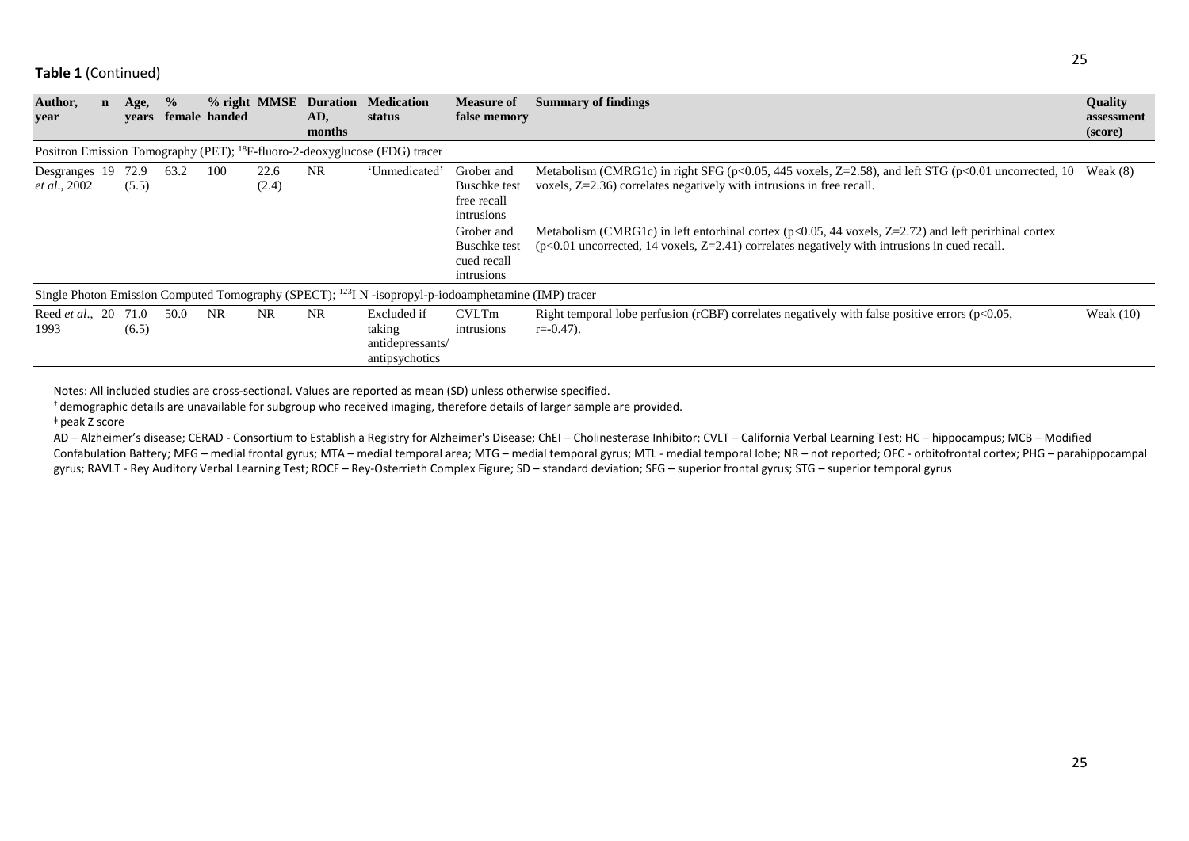**Table 1** (Continued)

| Author, year | n | Age, years | % female | % right handed | MMSE | Duration AD, months | Medication status | Measure of false memory | Summary of findings | Quality assessment (score) |
|---|---|---|---|---|---|---|---|---|---|---|
| Positron Emission Tomography (PET); [18]F-fluoro-2-deoxyglucose (FDG) tracer | | | | | | | | | | |
| Desgranges *et al.*, 2002 | 19 | 72.9 (5.5) | 63.2 | 100 | 22.6 (2.4) | NR | 'Unmedicated' | Grober and Buschke test free recall intrusions | Metabolism (CMRG1c) in right SFG ($p<0.05$, 445 voxels, Z=2.58), and left STG ($p<0.01$ uncorrected, 10 voxels, Z=2.36) correlates negatively with intrusions in free recall. | Weak (8) |
| | | | | | | | | Grober and Buschke test cued recall intrusions | Metabolism (CMRG1c) in left entorhinal cortex ($p<0.05$, 44 voxels, Z=2.72) and left perirhinal cortex ($p<0.01$ uncorrected, 14 voxels, Z=2.41) correlates negatively with intrusions in cued recall. | |
| Single Photon Emission Computed Tomography (SPECT); [123]I N -isopropyl-p-iodoamphetamine (IMP) tracer | | | | | | | | | | |
| Reed *et al.*, 1993 | 20 | 71.0 (6.5) | 50.0 | NR | NR | NR | Excluded if taking antidepressants/ antipsychotics | CVLTm intrusions | Right temporal lobe perfusion (rCBF) correlates negatively with false positive errors ($p<0.05$, $r=-0.47$). | Weak (10) |

Notes: All included studies are cross-sectional. Values are reported as mean (SD) unless otherwise specified.

† demographic details are unavailable for subgroup who received imaging, therefore details of larger sample are provided.

ǂ peak Z score

AD – Alzheimer's disease; CERAD - Consortium to Establish a Registry for Alzheimer's Disease; ChEI – Cholinesterase Inhibitor; CVLT – California Verbal Learning Test; HC – hippocampus; MCB – Modified Confabulation Battery; MFG – medial frontal gyrus; MTA – medial temporal area; MTG – medial temporal gyrus; MTL - medial temporal lobe; NR – not reported; OFC - orbitofrontal cortex; PHG – parahippocampal gyrus; RAVLT - Rey Auditory Verbal Learning Test; ROCF – Rey-Osterrieth Complex Figure; SD – standard deviation; SFG – superior frontal gyrus; STG – superior temporal gyrus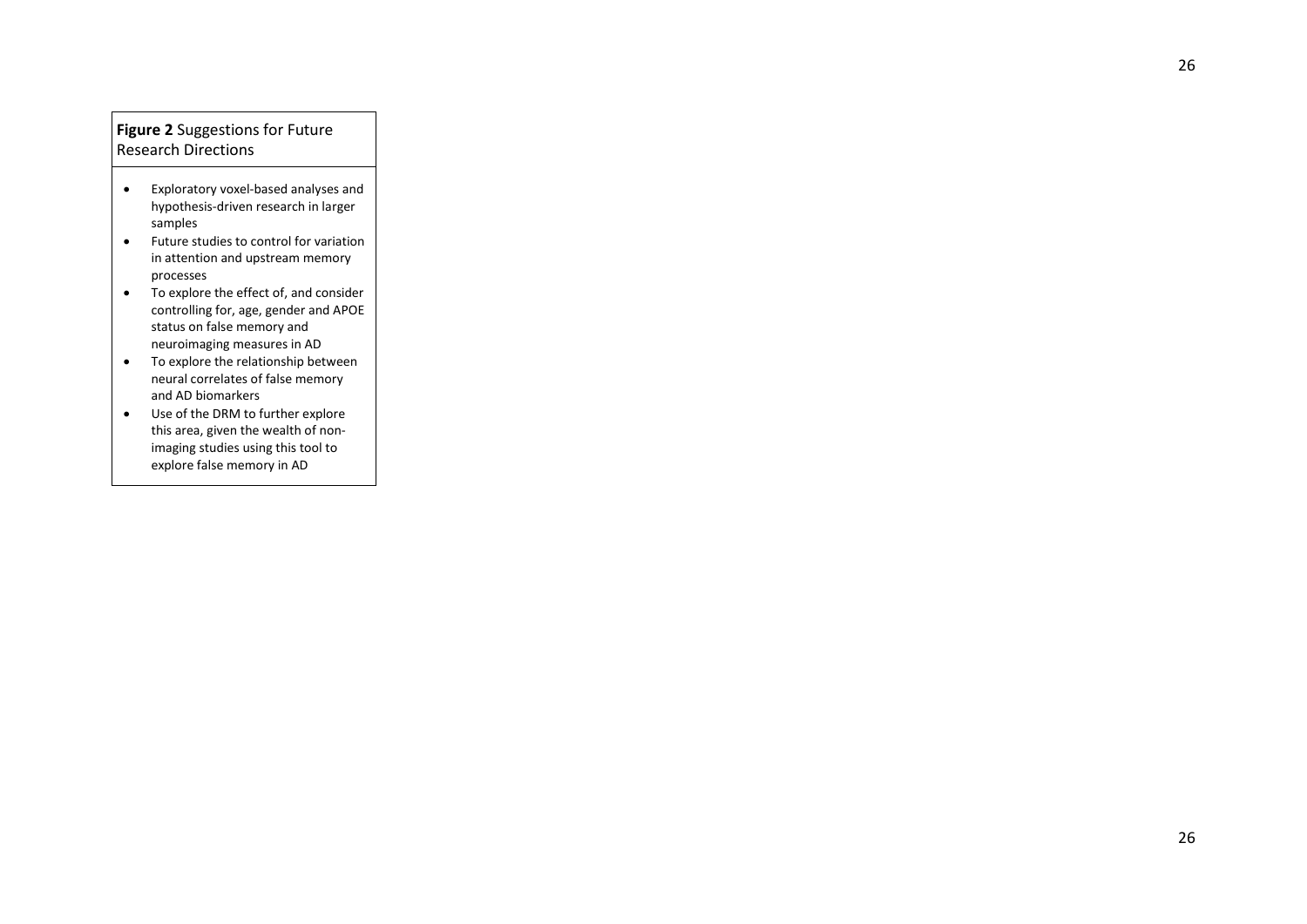**Figure 2** Suggestions for Future Research Directions

- Exploratory voxel-based analyses and hypothesis-driven research in larger samples
- Future studies to control for variation in attention and upstream memory processes
- To explore the effect of, and consider controlling for, age, gender and APOE status on false memory and neuroimaging measures in AD
- To explore the relationship between neural correlates of false memory and AD biomarkers
- Use of the DRM to further explore this area, given the wealth of non-imaging studies using this tool to explore false memory in AD